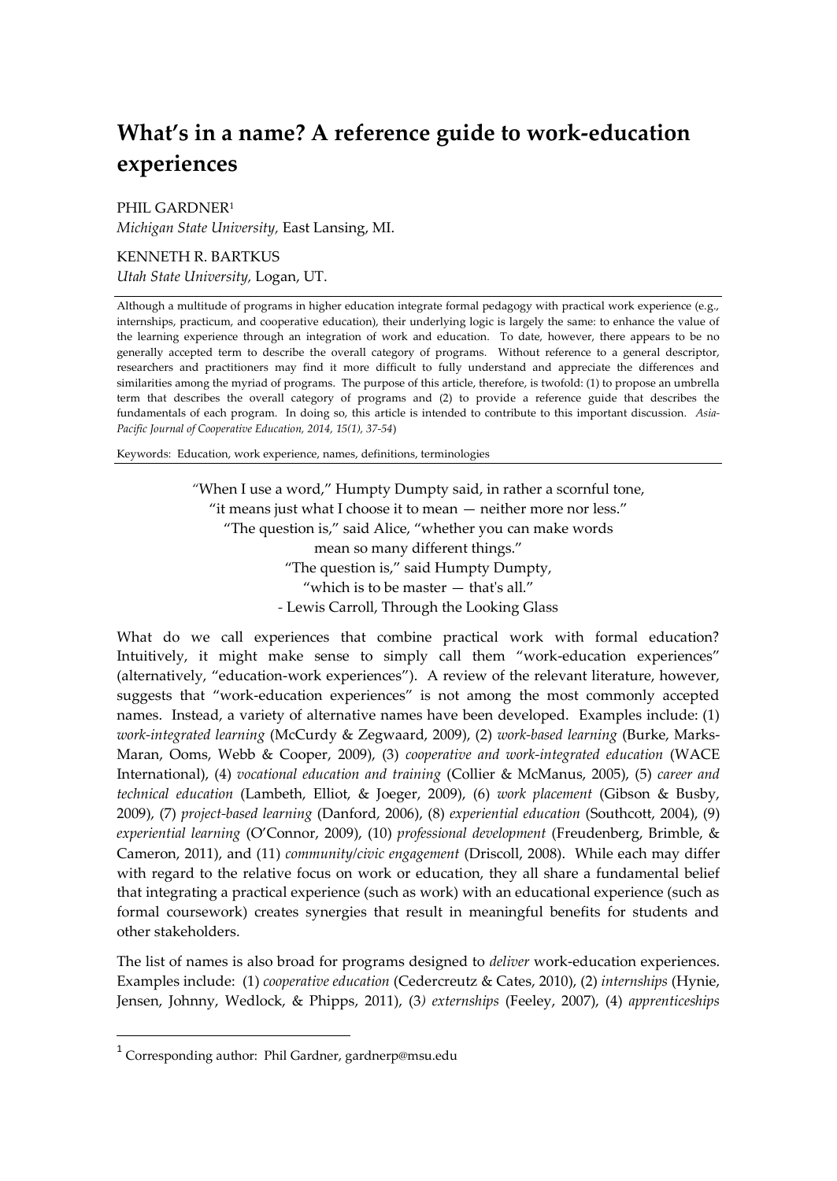# What's in a name? A reference guide to work-education experiences

PHIL GARDNER[1]
*Michigan State University,* East Lansing, MI.

KENNETH R. BARTKUS
*Utah State University,* Logan, UT.

Although a multitude of programs in higher education integrate formal pedagogy with practical work experience (e.g., internships, practicum, and cooperative education), their underlying logic is largely the same: to enhance the value of the learning experience through an integration of work and education. To date, however, there appears to be no generally accepted term to describe the overall category of programs. Without reference to a general descriptor, researchers and practitioners may find it more difficult to fully understand and appreciate the differences and similarities among the myriad of programs. The purpose of this article, therefore, is twofold: (1) to propose an umbrella term that describes the overall category of programs and (2) to provide a reference guide that describes the fundamentals of each program. In doing so, this article is intended to contribute to this important discussion. *Asia-Pacific Journal of Cooperative Education, 2014, 15(1), 37-54*)

Keywords: Education, work experience, names, definitions, terminologies

> "When I use a word," Humpty Dumpty said, in rather a scornful tone,
> "it means just what I choose it to mean — neither more nor less."
> "The question is," said Alice, "whether you can make words
> mean so many different things."
> "The question is," said Humpty Dumpty,
> "which is to be master — that's all."
> - Lewis Carroll, Through the Looking Glass

What do we call experiences that combine practical work with formal education? Intuitively, it might make sense to simply call them "work-education experiences" (alternatively, "education-work experiences"). A review of the relevant literature, however, suggests that "work-education experiences" is not among the most commonly accepted names. Instead, a variety of alternative names have been developed. Examples include: (1) *work-integrated learning* (McCurdy & Zegwaard, 2009), (2) *work-based learning* (Burke, Marks-Maran, Ooms, Webb & Cooper, 2009), (3) *cooperative and work-integrated education* (WACE International), (4) *vocational education and training* (Collier & McManus, 2005), (5) *career and technical education* (Lambeth, Elliot, & Joeger, 2009), (6) *work placement* (Gibson & Busby, 2009), (7) *project-based learning* (Danford, 2006), (8) *experiential education* (Southcott, 2004), (9) *experiential learning* (O'Connor, 2009), (10) *professional development* (Freudenberg, Brimble, & Cameron, 2011), and (11) *community/civic engagement* (Driscoll, 2008). While each may differ with regard to the relative focus on work or education, they all share a fundamental belief that integrating a practical experience (such as work) with an educational experience (such as formal coursework) creates synergies that result in meaningful benefits for students and other stakeholders.

The list of names is also broad for programs designed to *deliver* work-education experiences. Examples include: (1) *cooperative education* (Cedercreutz & Cates, 2010), (2) *internships* (Hynie, Jensen, Johnny, Wedlock, & Phipps, 2011), (3*) externships* (Feeley, 2007), (4) *apprenticeships*

[1] Corresponding author: Phil Gardner, gardnerp@msu.edu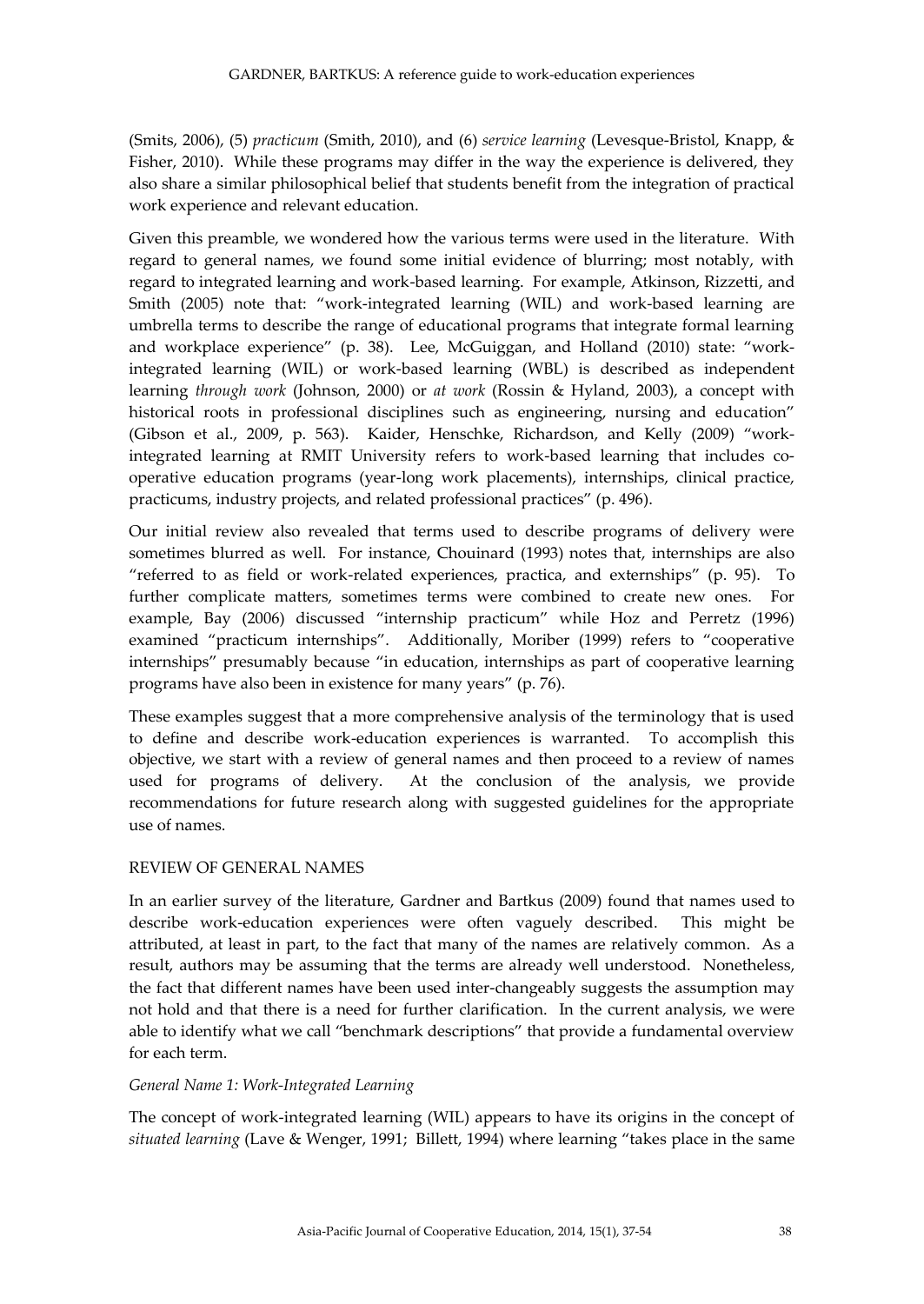(Smits, 2006), (5) *practicum* (Smith, 2010), and (6) *service learning* (Levesque-Bristol, Knapp, & Fisher, 2010). While these programs may differ in the way the experience is delivered, they also share a similar philosophical belief that students benefit from the integration of practical work experience and relevant education.

Given this preamble, we wondered how the various terms were used in the literature. With regard to general names, we found some initial evidence of blurring; most notably, with regard to integrated learning and work-based learning. For example, Atkinson, Rizzetti, and Smith (2005) note that: "work-integrated learning (WIL) and work-based learning are umbrella terms to describe the range of educational programs that integrate formal learning and workplace experience" (p. 38). Lee, McGuiggan, and Holland (2010) state: "work-integrated learning (WIL) or work-based learning (WBL) is described as independent learning *through work* (Johnson, 2000) or *at work* (Rossin & Hyland, 2003), a concept with historical roots in professional disciplines such as engineering, nursing and education" (Gibson et al., 2009, p. 563). Kaider, Henschke, Richardson, and Kelly (2009) "work-integrated learning at RMIT University refers to work-based learning that includes co-operative education programs (year-long work placements), internships, clinical practice, practicums, industry projects, and related professional practices" (p. 496).

Our initial review also revealed that terms used to describe programs of delivery were sometimes blurred as well. For instance, Chouinard (1993) notes that, internships are also "referred to as field or work-related experiences, practica, and externships" (p. 95). To further complicate matters, sometimes terms were combined to create new ones. For example, Bay (2006) discussed "internship practicum" while Hoz and Perretz (1996) examined "practicum internships". Additionally, Moriber (1999) refers to "cooperative internships" presumably because "in education, internships as part of cooperative learning programs have also been in existence for many years" (p. 76).

These examples suggest that a more comprehensive analysis of the terminology that is used to define and describe work-education experiences is warranted. To accomplish this objective, we start with a review of general names and then proceed to a review of names used for programs of delivery. At the conclusion of the analysis, we provide recommendations for future research along with suggested guidelines for the appropriate use of names.

## REVIEW OF GENERAL NAMES

In an earlier survey of the literature, Gardner and Bartkus (2009) found that names used to describe work-education experiences were often vaguely described. This might be attributed, at least in part, to the fact that many of the names are relatively common. As a result, authors may be assuming that the terms are already well understood. Nonetheless, the fact that different names have been used inter-changeably suggests the assumption may not hold and that there is a need for further clarification. In the current analysis, we were able to identify what we call "benchmark descriptions" that provide a fundamental overview for each term.

### *General Name 1: Work-Integrated Learning*

The concept of work-integrated learning (WIL) appears to have its origins in the concept of *situated learning* (Lave & Wenger, 1991; Billett, 1994) where learning "takes place in the same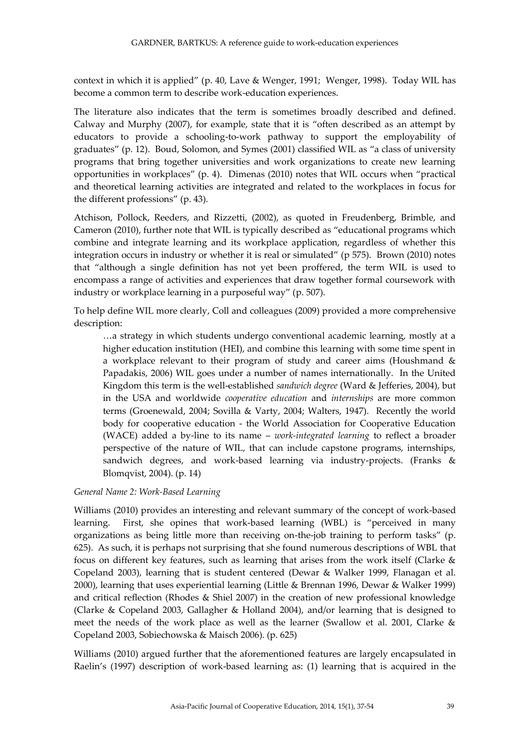context in which it is applied" (p. 40, Lave & Wenger, 1991; Wenger, 1998). Today WIL has become a common term to describe work-education experiences.

The literature also indicates that the term is sometimes broadly described and defined. Calway and Murphy (2007), for example, state that it is "often described as an attempt by educators to provide a schooling-to-work pathway to support the employability of graduates" (p. 12). Boud, Solomon, and Symes (2001) classified WIL as "a class of university programs that bring together universities and work organizations to create new learning opportunities in workplaces" (p. 4). Dimenas (2010) notes that WIL occurs when "practical and theoretical learning activities are integrated and related to the workplaces in focus for the different professions" (p. 43).

Atchison, Pollock, Reeders, and Rizzetti, (2002), as quoted in Freudenberg, Brimble, and Cameron (2010), further note that WIL is typically described as "educational programs which combine and integrate learning and its workplace application, regardless of whether this integration occurs in industry or whether it is real or simulated" (p 575). Brown (2010) notes that "although a single definition has not yet been proffered, the term WIL is used to encompass a range of activities and experiences that draw together formal coursework with industry or workplace learning in a purposeful way" (p. 507).

To help define WIL more clearly, Coll and colleagues (2009) provided a more comprehensive description:

> …a strategy in which students undergo conventional academic learning, mostly at a higher education institution (HEI), and combine this learning with some time spent in a workplace relevant to their program of study and career aims (Houshmand & Papadakis, 2006) WIL goes under a number of names internationally. In the United Kingdom this term is the well-established *sandwich degree* (Ward & Jefferies, 2004), but in the USA and worldwide *cooperative education* and *internships* are more common terms (Groenewald, 2004; Sovilla & Varty, 2004; Walters, 1947). Recently the world body for cooperative education - the World Association for Cooperative Education (WACE) added a by-line to its name – *work-integrated learning* to reflect a broader perspective of the nature of WIL, that can include capstone programs, internships, sandwich degrees, and work-based learning via industry-projects. (Franks & Blomqvist, 2004). (p. 14)

*General Name 2: Work-Based Learning*

Williams (2010) provides an interesting and relevant summary of the concept of work-based learning. First, she opines that work-based learning (WBL) is "perceived in many organizations as being little more than receiving on-the-job training to perform tasks" (p. 625). As such, it is perhaps not surprising that she found numerous descriptions of WBL that focus on different key features, such as learning that arises from the work itself (Clarke & Copeland 2003), learning that is student centered (Dewar & Walker 1999, Flanagan et al. 2000), learning that uses experiential learning (Little & Brennan 1996, Dewar & Walker 1999) and critical reflection (Rhodes & Shiel 2007) in the creation of new professional knowledge (Clarke & Copeland 2003, Gallagher & Holland 2004), and/or learning that is designed to meet the needs of the work place as well as the learner (Swallow et al. 2001, Clarke & Copeland 2003, Sobiechowska & Maisch 2006). (p. 625)

Williams (2010) argued further that the aforementioned features are largely encapsulated in Raelin's (1997) description of work-based learning as: (1) learning that is acquired in the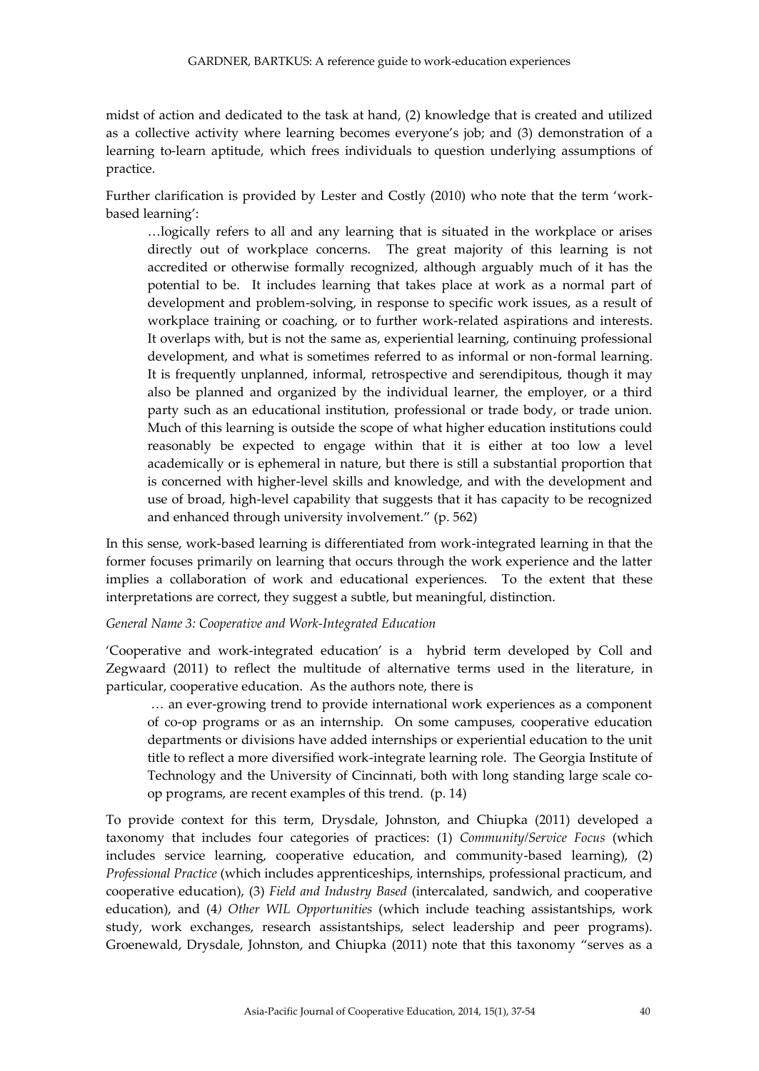midst of action and dedicated to the task at hand, (2) knowledge that is created and utilized as a collective activity where learning becomes everyone's job; and (3) demonstration of a learning to-learn aptitude, which frees individuals to question underlying assumptions of practice.

Further clarification is provided by Lester and Costly (2010) who note that the term 'work-based learning':

> …logically refers to all and any learning that is situated in the workplace or arises directly out of workplace concerns. The great majority of this learning is not accredited or otherwise formally recognized, although arguably much of it has the potential to be. It includes learning that takes place at work as a normal part of development and problem-solving, in response to specific work issues, as a result of workplace training or coaching, or to further work-related aspirations and interests. It overlaps with, but is not the same as, experiential learning, continuing professional development, and what is sometimes referred to as informal or non-formal learning. It is frequently unplanned, informal, retrospective and serendipitous, though it may also be planned and organized by the individual learner, the employer, or a third party such as an educational institution, professional or trade body, or trade union. Much of this learning is outside the scope of what higher education institutions could reasonably be expected to engage within that it is either at too low a level academically or is ephemeral in nature, but there is still a substantial proportion that is concerned with higher-level skills and knowledge, and with the development and use of broad, high-level capability that suggests that it has capacity to be recognized and enhanced through university involvement." (p. 562)

In this sense, work-based learning is differentiated from work-integrated learning in that the former focuses primarily on learning that occurs through the work experience and the latter implies a collaboration of work and educational experiences. To the extent that these interpretations are correct, they suggest a subtle, but meaningful, distinction.

*General Name 3: Cooperative and Work-Integrated Education*

'Cooperative and work-integrated education' is a hybrid term developed by Coll and Zegwaard (2011) to reflect the multitude of alternative terms used in the literature, in particular, cooperative education. As the authors note, there is

> … an ever-growing trend to provide international work experiences as a component of co-op programs or as an internship. On some campuses, cooperative education departments or divisions have added internships or experiential education to the unit title to reflect a more diversified work-integrate learning role. The Georgia Institute of Technology and the University of Cincinnati, both with long standing large scale co-op programs, are recent examples of this trend. (p. 14)

To provide context for this term, Drysdale, Johnston, and Chiupka (2011) developed a taxonomy that includes four categories of practices: (1) *Community/Service Focus* (which includes service learning, cooperative education, and community-based learning), (2) *Professional Practice* (which includes apprenticeships, internships, professional practicum, and cooperative education), (3) *Field and Industry Based* (intercalated, sandwich, and cooperative education), and (4) *Other WIL Opportunities* (which include teaching assistantships, work study, work exchanges, research assistantships, select leadership and peer programs). Groenewald, Drysdale, Johnston, and Chiupka (2011) note that this taxonomy "serves as a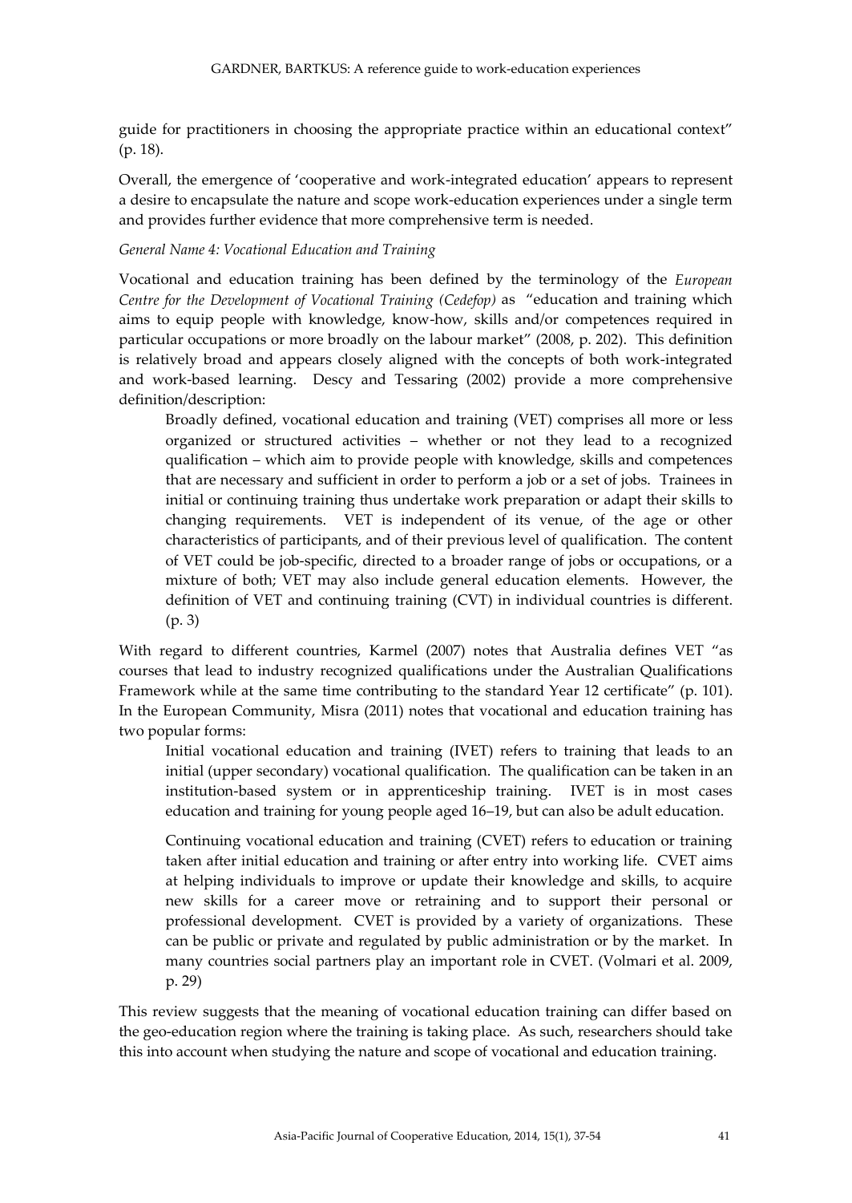guide for practitioners in choosing the appropriate practice within an educational context" (p. 18).

Overall, the emergence of 'cooperative and work-integrated education' appears to represent a desire to encapsulate the nature and scope work-education experiences under a single term and provides further evidence that more comprehensive term is needed.

*General Name 4: Vocational Education and Training*

Vocational and education training has been defined by the terminology of the *European Centre for the Development of Vocational Training (Cedefop)* as "education and training which aims to equip people with knowledge, know-how, skills and/or competences required in particular occupations or more broadly on the labour market" (2008, p. 202). This definition is relatively broad and appears closely aligned with the concepts of both work-integrated and work-based learning. Descy and Tessaring (2002) provide a more comprehensive definition/description:

> Broadly defined, vocational education and training (VET) comprises all more or less organized or structured activities – whether or not they lead to a recognized qualification – which aim to provide people with knowledge, skills and competences that are necessary and sufficient in order to perform a job or a set of jobs. Trainees in initial or continuing training thus undertake work preparation or adapt their skills to changing requirements. VET is independent of its venue, of the age or other characteristics of participants, and of their previous level of qualification. The content of VET could be job-specific, directed to a broader range of jobs or occupations, or a mixture of both; VET may also include general education elements. However, the definition of VET and continuing training (CVT) in individual countries is different. (p. 3)

With regard to different countries, Karmel (2007) notes that Australia defines VET "as courses that lead to industry recognized qualifications under the Australian Qualifications Framework while at the same time contributing to the standard Year 12 certificate" (p. 101). In the European Community, Misra (2011) notes that vocational and education training has two popular forms:

> Initial vocational education and training (IVET) refers to training that leads to an initial (upper secondary) vocational qualification. The qualification can be taken in an institution-based system or in apprenticeship training. IVET is in most cases education and training for young people aged 16–19, but can also be adult education.
>
> Continuing vocational education and training (CVET) refers to education or training taken after initial education and training or after entry into working life. CVET aims at helping individuals to improve or update their knowledge and skills, to acquire new skills for a career move or retraining and to support their personal or professional development. CVET is provided by a variety of organizations. These can be public or private and regulated by public administration or by the market. In many countries social partners play an important role in CVET. (Volmari et al. 2009, p. 29)

This review suggests that the meaning of vocational education training can differ based on the geo-education region where the training is taking place. As such, researchers should take this into account when studying the nature and scope of vocational and education training.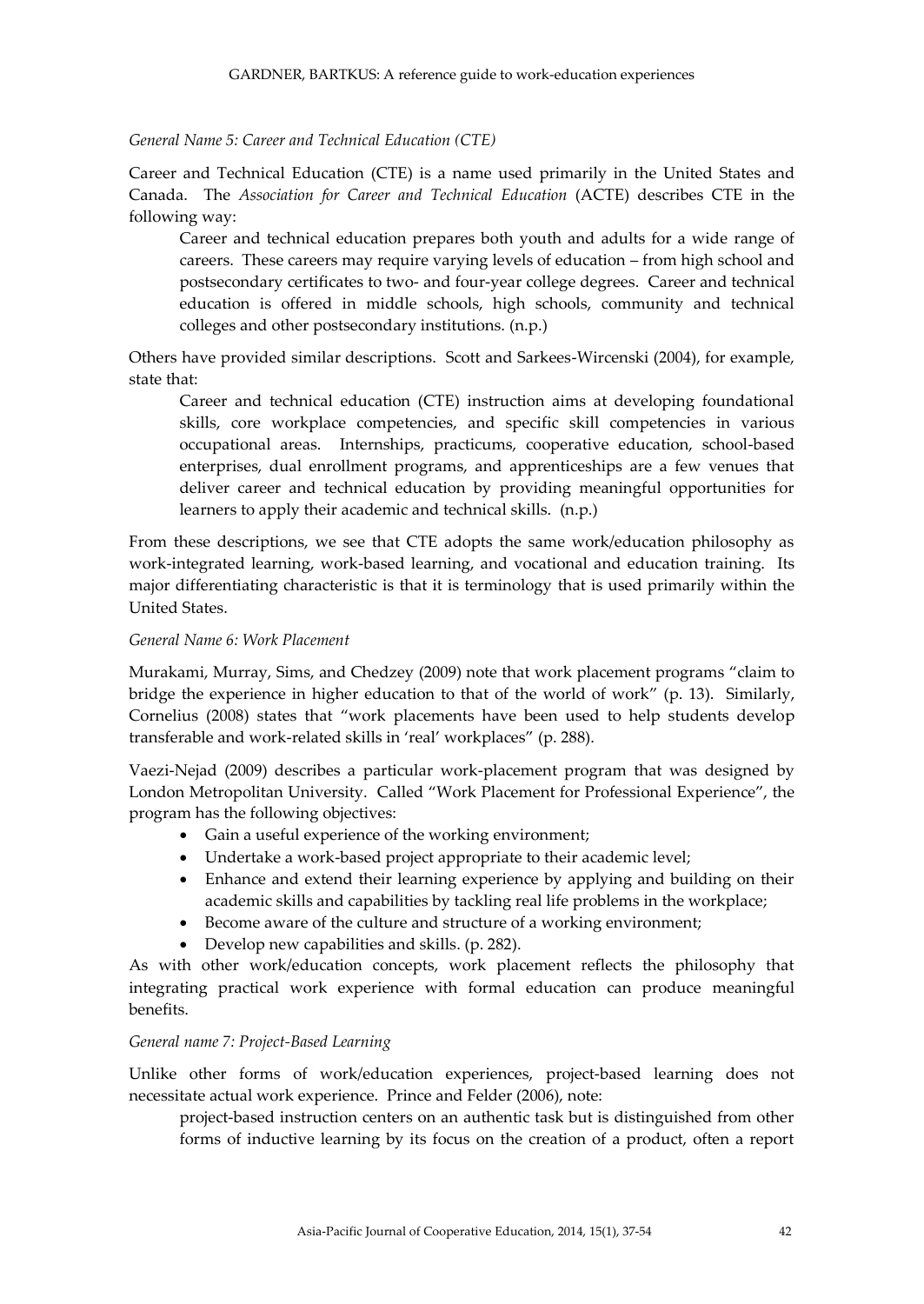*General Name 5: Career and Technical Education (CTE)*

Career and Technical Education (CTE) is a name used primarily in the United States and Canada. The *Association for Career and Technical Education* (ACTE) describes CTE in the following way:

> Career and technical education prepares both youth and adults for a wide range of careers. These careers may require varying levels of education – from high school and postsecondary certificates to two- and four-year college degrees. Career and technical education is offered in middle schools, high schools, community and technical colleges and other postsecondary institutions. (n.p.)

Others have provided similar descriptions. Scott and Sarkees-Wircenski (2004), for example, state that:

> Career and technical education (CTE) instruction aims at developing foundational skills, core workplace competencies, and specific skill competencies in various occupational areas. Internships, practicums, cooperative education, school-based enterprises, dual enrollment programs, and apprenticeships are a few venues that deliver career and technical education by providing meaningful opportunities for learners to apply their academic and technical skills. (n.p.)

From these descriptions, we see that CTE adopts the same work/education philosophy as work-integrated learning, work-based learning, and vocational and education training. Its major differentiating characteristic is that it is terminology that is used primarily within the United States.

*General Name 6: Work Placement*

Murakami, Murray, Sims, and Chedzey (2009) note that work placement programs "claim to bridge the experience in higher education to that of the world of work" (p. 13). Similarly, Cornelius (2008) states that "work placements have been used to help students develop transferable and work-related skills in 'real' workplaces" (p. 288).

Vaezi-Nejad (2009) describes a particular work-placement program that was designed by London Metropolitan University. Called "Work Placement for Professional Experience", the program has the following objectives:

- Gain a useful experience of the working environment;
- Undertake a work-based project appropriate to their academic level;
- Enhance and extend their learning experience by applying and building on their academic skills and capabilities by tackling real life problems in the workplace;
- Become aware of the culture and structure of a working environment;
- Develop new capabilities and skills. (p. 282).

As with other work/education concepts, work placement reflects the philosophy that integrating practical work experience with formal education can produce meaningful benefits.

*General name 7: Project-Based Learning*

Unlike other forms of work/education experiences, project-based learning does not necessitate actual work experience. Prince and Felder (2006), note:

> project-based instruction centers on an authentic task but is distinguished from other forms of inductive learning by its focus on the creation of a product, often a report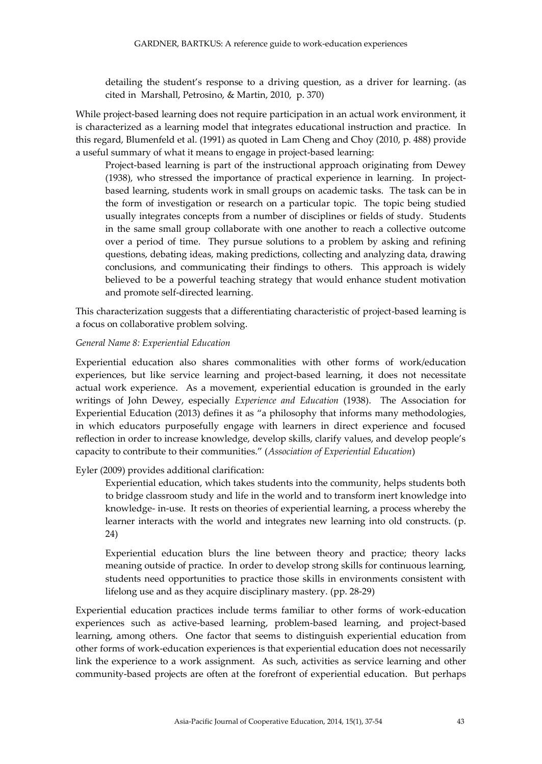> detailing the student's response to a driving question, as a driver for learning. (as cited in Marshall, Petrosino, & Martin, 2010, p. 370)

While project-based learning does not require participation in an actual work environment, it is characterized as a learning model that integrates educational instruction and practice. In this regard, Blumenfeld et al. (1991) as quoted in Lam Cheng and Choy (2010, p. 488) provide a useful summary of what it means to engage in project-based learning:

> Project-based learning is part of the instructional approach originating from Dewey (1938), who stressed the importance of practical experience in learning. In project-based learning, students work in small groups on academic tasks. The task can be in the form of investigation or research on a particular topic. The topic being studied usually integrates concepts from a number of disciplines or fields of study. Students in the same small group collaborate with one another to reach a collective outcome over a period of time. They pursue solutions to a problem by asking and refining questions, debating ideas, making predictions, collecting and analyzing data, drawing conclusions, and communicating their findings to others. This approach is widely believed to be a powerful teaching strategy that would enhance student motivation and promote self-directed learning.

This characterization suggests that a differentiating characteristic of project-based learning is a focus on collaborative problem solving.

*General Name 8: Experiential Education*

Experiential education also shares commonalities with other forms of work/education experiences, but like service learning and project-based learning, it does not necessitate actual work experience. As a movement, experiential education is grounded in the early writings of John Dewey, especially *Experience and Education* (1938). The Association for Experiential Education (2013) defines it as "a philosophy that informs many methodologies, in which educators purposefully engage with learners in direct experience and focused reflection in order to increase knowledge, develop skills, clarify values, and develop people's capacity to contribute to their communities." (*Association of Experiential Education*)

Eyler (2009) provides additional clarification:

> Experiential education, which takes students into the community, helps students both to bridge classroom study and life in the world and to transform inert knowledge into knowledge- in-use. It rests on theories of experiential learning, a process whereby the learner interacts with the world and integrates new learning into old constructs. (p. 24)
>
> Experiential education blurs the line between theory and practice; theory lacks meaning outside of practice. In order to develop strong skills for continuous learning, students need opportunities to practice those skills in environments consistent with lifelong use and as they acquire disciplinary mastery. (pp. 28-29)

Experiential education practices include terms familiar to other forms of work-education experiences such as active-based learning, problem-based learning, and project-based learning, among others. One factor that seems to distinguish experiential education from other forms of work-education experiences is that experiential education does not necessarily link the experience to a work assignment. As such, activities as service learning and other community-based projects are often at the forefront of experiential education. But perhaps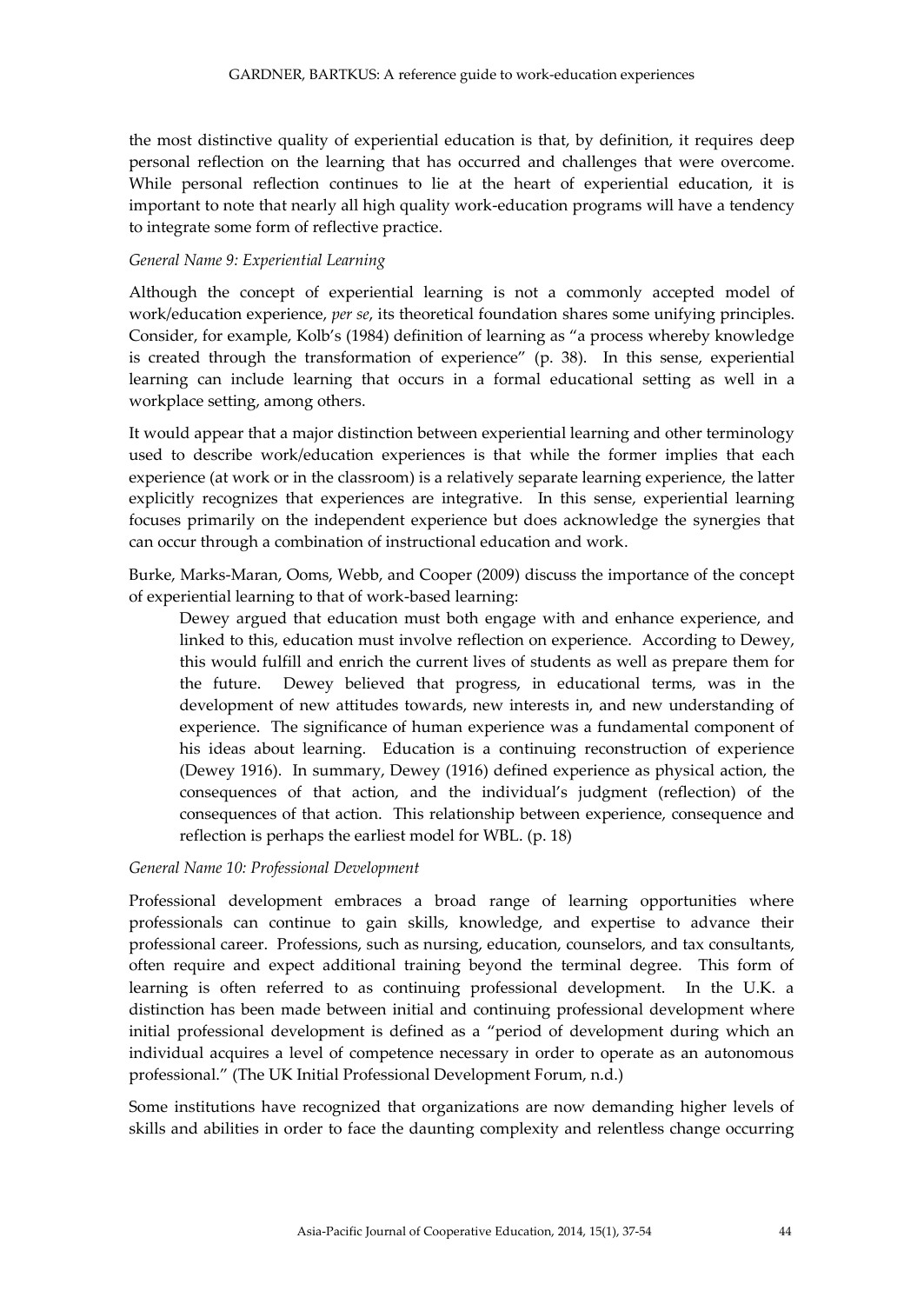the most distinctive quality of experiential education is that, by definition, it requires deep personal reflection on the learning that has occurred and challenges that were overcome. While personal reflection continues to lie at the heart of experiential education, it is important to note that nearly all high quality work-education programs will have a tendency to integrate some form of reflective practice.

*General Name 9: Experiential Learning*

Although the concept of experiential learning is not a commonly accepted model of work/education experience, *per se*, its theoretical foundation shares some unifying principles. Consider, for example, Kolb's (1984) definition of learning as "a process whereby knowledge is created through the transformation of experience" (p. 38). In this sense, experiential learning can include learning that occurs in a formal educational setting as well in a workplace setting, among others.

It would appear that a major distinction between experiential learning and other terminology used to describe work/education experiences is that while the former implies that each experience (at work or in the classroom) is a relatively separate learning experience, the latter explicitly recognizes that experiences are integrative. In this sense, experiential learning focuses primarily on the independent experience but does acknowledge the synergies that can occur through a combination of instructional education and work.

Burke, Marks-Maran, Ooms, Webb, and Cooper (2009) discuss the importance of the concept of experiential learning to that of work-based learning:

> Dewey argued that education must both engage with and enhance experience, and linked to this, education must involve reflection on experience. According to Dewey, this would fulfill and enrich the current lives of students as well as prepare them for the future. Dewey believed that progress, in educational terms, was in the development of new attitudes towards, new interests in, and new understanding of experience. The significance of human experience was a fundamental component of his ideas about learning. Education is a continuing reconstruction of experience (Dewey 1916). In summary, Dewey (1916) defined experience as physical action, the consequences of that action, and the individual's judgment (reflection) of the consequences of that action. This relationship between experience, consequence and reflection is perhaps the earliest model for WBL. (p. 18)

*General Name 10: Professional Development*

Professional development embraces a broad range of learning opportunities where professionals can continue to gain skills, knowledge, and expertise to advance their professional career. Professions, such as nursing, education, counselors, and tax consultants, often require and expect additional training beyond the terminal degree. This form of learning is often referred to as continuing professional development. In the U.K. a distinction has been made between initial and continuing professional development where initial professional development is defined as a "period of development during which an individual acquires a level of competence necessary in order to operate as an autonomous professional." (The UK Initial Professional Development Forum, n.d.)

Some institutions have recognized that organizations are now demanding higher levels of skills and abilities in order to face the daunting complexity and relentless change occurring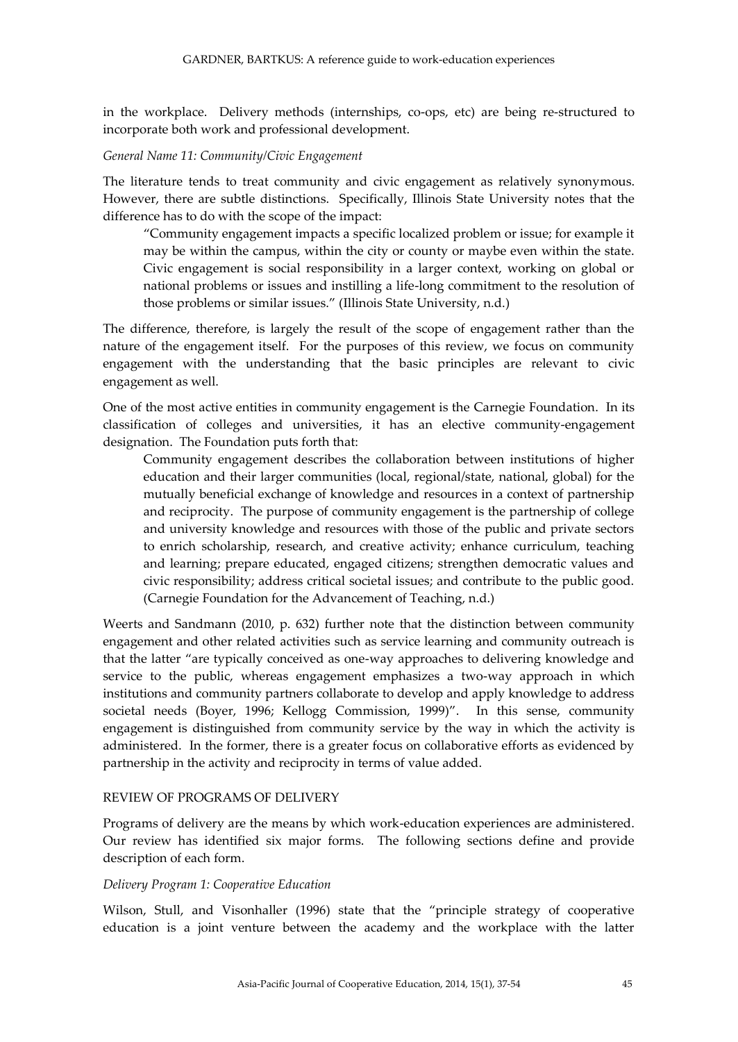in the workplace. Delivery methods (internships, co-ops, etc) are being re-structured to incorporate both work and professional development.

*General Name 11: Community/Civic Engagement*

The literature tends to treat community and civic engagement as relatively synonymous. However, there are subtle distinctions. Specifically, Illinois State University notes that the difference has to do with the scope of the impact:

> "Community engagement impacts a specific localized problem or issue; for example it may be within the campus, within the city or county or maybe even within the state. Civic engagement is social responsibility in a larger context, working on global or national problems or issues and instilling a life-long commitment to the resolution of those problems or similar issues." (Illinois State University, n.d.)

The difference, therefore, is largely the result of the scope of engagement rather than the nature of the engagement itself. For the purposes of this review, we focus on community engagement with the understanding that the basic principles are relevant to civic engagement as well.

One of the most active entities in community engagement is the Carnegie Foundation. In its classification of colleges and universities, it has an elective community-engagement designation. The Foundation puts forth that:

> Community engagement describes the collaboration between institutions of higher education and their larger communities (local, regional/state, national, global) for the mutually beneficial exchange of knowledge and resources in a context of partnership and reciprocity. The purpose of community engagement is the partnership of college and university knowledge and resources with those of the public and private sectors to enrich scholarship, research, and creative activity; enhance curriculum, teaching and learning; prepare educated, engaged citizens; strengthen democratic values and civic responsibility; address critical societal issues; and contribute to the public good. (Carnegie Foundation for the Advancement of Teaching, n.d.)

Weerts and Sandmann (2010, p. 632) further note that the distinction between community engagement and other related activities such as service learning and community outreach is that the latter "are typically conceived as one-way approaches to delivering knowledge and service to the public, whereas engagement emphasizes a two-way approach in which institutions and community partners collaborate to develop and apply knowledge to address societal needs (Boyer, 1996; Kellogg Commission, 1999)". In this sense, community engagement is distinguished from community service by the way in which the activity is administered. In the former, there is a greater focus on collaborative efforts as evidenced by partnership in the activity and reciprocity in terms of value added.

## REVIEW OF PROGRAMS OF DELIVERY

Programs of delivery are the means by which work-education experiences are administered. Our review has identified six major forms. The following sections define and provide description of each form.

*Delivery Program 1: Cooperative Education*

Wilson, Stull, and Visonhaller (1996) state that the "principle strategy of cooperative education is a joint venture between the academy and the workplace with the latter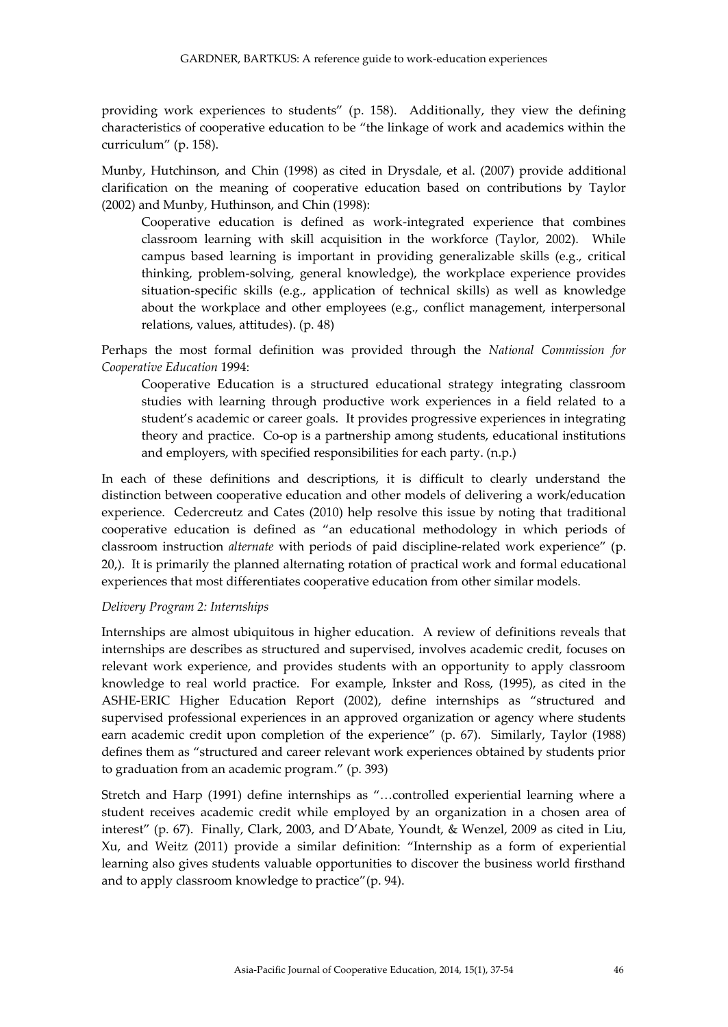providing work experiences to students" (p. 158). Additionally, they view the defining characteristics of cooperative education to be "the linkage of work and academics within the curriculum" (p. 158).

Munby, Hutchinson, and Chin (1998) as cited in Drysdale, et al. (2007) provide additional clarification on the meaning of cooperative education based on contributions by Taylor (2002) and Munby, Huthinson, and Chin (1998):

> Cooperative education is defined as work-integrated experience that combines classroom learning with skill acquisition in the workforce (Taylor, 2002). While campus based learning is important in providing generalizable skills (e.g., critical thinking, problem-solving, general knowledge), the workplace experience provides situation-specific skills (e.g., application of technical skills) as well as knowledge about the workplace and other employees (e.g., conflict management, interpersonal relations, values, attitudes). (p. 48)

Perhaps the most formal definition was provided through the *National Commission for Cooperative Education* 1994:

> Cooperative Education is a structured educational strategy integrating classroom studies with learning through productive work experiences in a field related to a student's academic or career goals. It provides progressive experiences in integrating theory and practice. Co-op is a partnership among students, educational institutions and employers, with specified responsibilities for each party. (n.p.)

In each of these definitions and descriptions, it is difficult to clearly understand the distinction between cooperative education and other models of delivering a work/education experience. Cedercreutz and Cates (2010) help resolve this issue by noting that traditional cooperative education is defined as "an educational methodology in which periods of classroom instruction *alternate* with periods of paid discipline-related work experience" (p. 20,). It is primarily the planned alternating rotation of practical work and formal educational experiences that most differentiates cooperative education from other similar models.

*Delivery Program 2: Internships*

Internships are almost ubiquitous in higher education. A review of definitions reveals that internships are describes as structured and supervised, involves academic credit, focuses on relevant work experience, and provides students with an opportunity to apply classroom knowledge to real world practice. For example, Inkster and Ross, (1995), as cited in the ASHE-ERIC Higher Education Report (2002), define internships as "structured and supervised professional experiences in an approved organization or agency where students earn academic credit upon completion of the experience" (p. 67). Similarly, Taylor (1988) defines them as "structured and career relevant work experiences obtained by students prior to graduation from an academic program." (p. 393)

Stretch and Harp (1991) define internships as "…controlled experiential learning where a student receives academic credit while employed by an organization in a chosen area of interest" (p. 67). Finally, Clark, 2003, and D'Abate, Youndt, & Wenzel, 2009 as cited in Liu, Xu, and Weitz (2011) provide a similar definition: "Internship as a form of experiential learning also gives students valuable opportunities to discover the business world firsthand and to apply classroom knowledge to practice"(p. 94).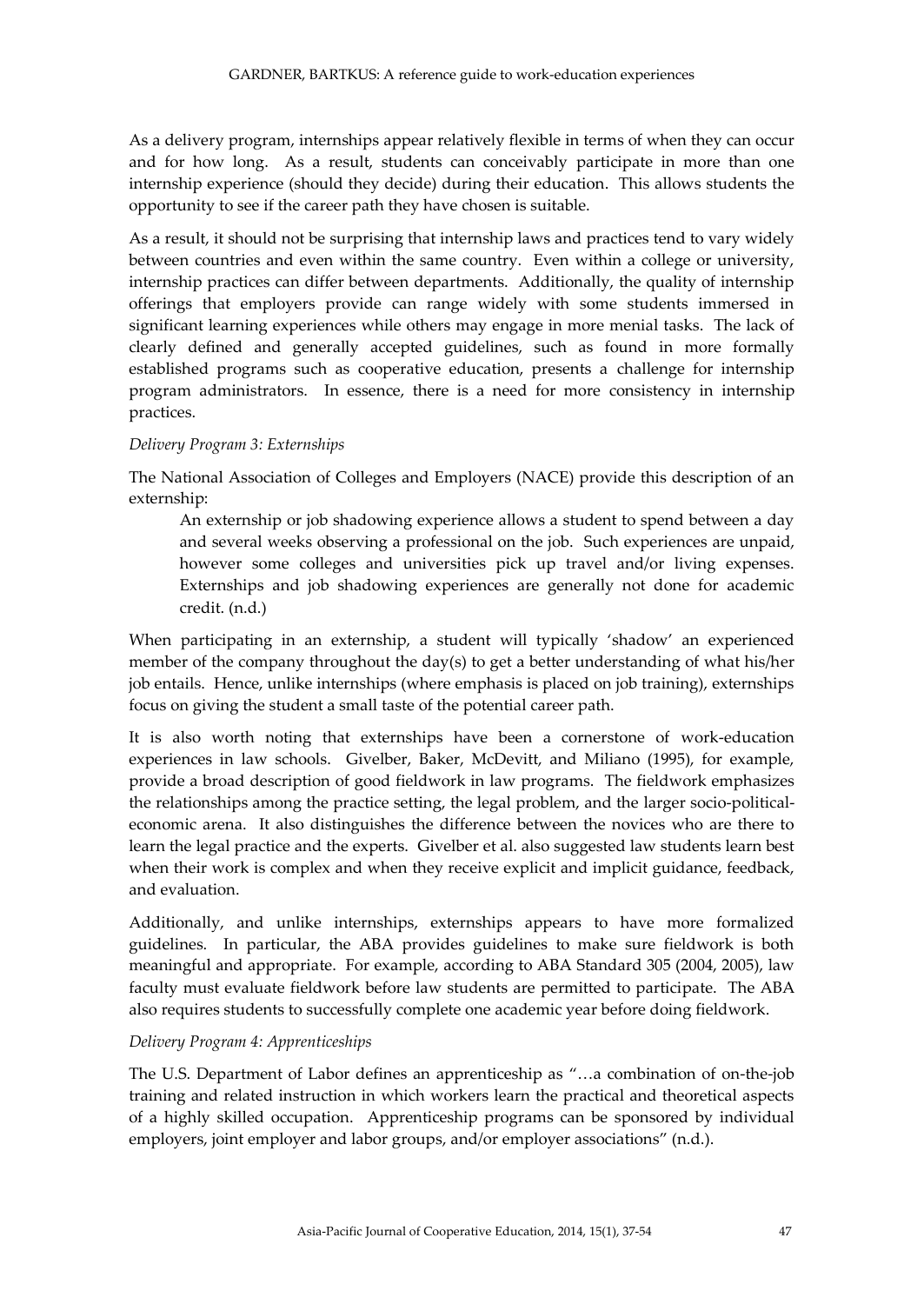As a delivery program, internships appear relatively flexible in terms of when they can occur and for how long. As a result, students can conceivably participate in more than one internship experience (should they decide) during their education. This allows students the opportunity to see if the career path they have chosen is suitable.

As a result, it should not be surprising that internship laws and practices tend to vary widely between countries and even within the same country. Even within a college or university, internship practices can differ between departments. Additionally, the quality of internship offerings that employers provide can range widely with some students immersed in significant learning experiences while others may engage in more menial tasks. The lack of clearly defined and generally accepted guidelines, such as found in more formally established programs such as cooperative education, presents a challenge for internship program administrators. In essence, there is a need for more consistency in internship practices.

*Delivery Program 3: Externships*

The National Association of Colleges and Employers (NACE) provide this description of an externship:

> An externship or job shadowing experience allows a student to spend between a day and several weeks observing a professional on the job. Such experiences are unpaid, however some colleges and universities pick up travel and/or living expenses. Externships and job shadowing experiences are generally not done for academic credit. (n.d.)

When participating in an externship, a student will typically 'shadow' an experienced member of the company throughout the day(s) to get a better understanding of what his/her job entails. Hence, unlike internships (where emphasis is placed on job training), externships focus on giving the student a small taste of the potential career path.

It is also worth noting that externships have been a cornerstone of work-education experiences in law schools. Givelber, Baker, McDevitt, and Miliano (1995), for example, provide a broad description of good fieldwork in law programs. The fieldwork emphasizes the relationships among the practice setting, the legal problem, and the larger socio-political-economic arena. It also distinguishes the difference between the novices who are there to learn the legal practice and the experts. Givelber et al. also suggested law students learn best when their work is complex and when they receive explicit and implicit guidance, feedback, and evaluation.

Additionally, and unlike internships, externships appears to have more formalized guidelines. In particular, the ABA provides guidelines to make sure fieldwork is both meaningful and appropriate. For example, according to ABA Standard 305 (2004, 2005), law faculty must evaluate fieldwork before law students are permitted to participate. The ABA also requires students to successfully complete one academic year before doing fieldwork.

*Delivery Program 4: Apprenticeships*

The U.S. Department of Labor defines an apprenticeship as "…a combination of on-the-job training and related instruction in which workers learn the practical and theoretical aspects of a highly skilled occupation. Apprenticeship programs can be sponsored by individual employers, joint employer and labor groups, and/or employer associations" (n.d.).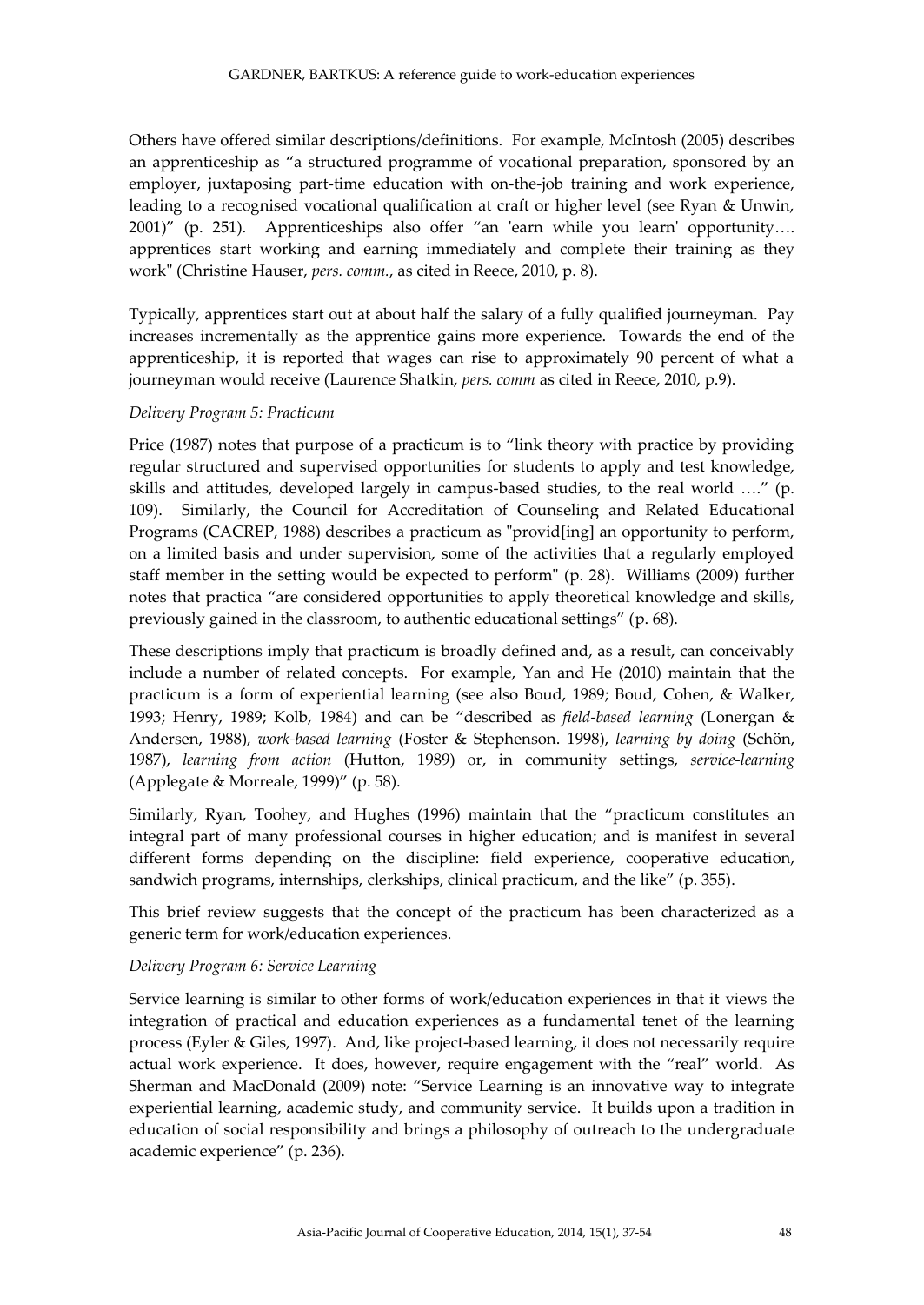Others have offered similar descriptions/definitions. For example, McIntosh (2005) describes an apprenticeship as "a structured programme of vocational preparation, sponsored by an employer, juxtaposing part-time education with on-the-job training and work experience, leading to a recognised vocational qualification at craft or higher level (see Ryan & Unwin, 2001)" (p. 251). Apprenticeships also offer "an 'earn while you learn' opportunity…. apprentices start working and earning immediately and complete their training as they work" (Christine Hauser, *pers. comm.*, as cited in Reece, 2010, p. 8).

Typically, apprentices start out at about half the salary of a fully qualified journeyman. Pay increases incrementally as the apprentice gains more experience. Towards the end of the apprenticeship, it is reported that wages can rise to approximately 90 percent of what a journeyman would receive (Laurence Shatkin, *pers. comm* as cited in Reece, 2010, p.9).

*Delivery Program 5: Practicum*

Price (1987) notes that purpose of a practicum is to "link theory with practice by providing regular structured and supervised opportunities for students to apply and test knowledge, skills and attitudes, developed largely in campus-based studies, to the real world …." (p. 109). Similarly, the Council for Accreditation of Counseling and Related Educational Programs (CACREP, 1988) describes a practicum as "provid[ing] an opportunity to perform, on a limited basis and under supervision, some of the activities that a regularly employed staff member in the setting would be expected to perform" (p. 28). Williams (2009) further notes that practica "are considered opportunities to apply theoretical knowledge and skills, previously gained in the classroom, to authentic educational settings" (p. 68).

These descriptions imply that practicum is broadly defined and, as a result, can conceivably include a number of related concepts. For example, Yan and He (2010) maintain that the practicum is a form of experiential learning (see also Boud, 1989; Boud, Cohen, & Walker, 1993; Henry, 1989; Kolb, 1984) and can be "described as *field-based learning* (Lonergan & Andersen, 1988), *work-based learning* (Foster & Stephenson. 1998), *learning by doing* (Schön, 1987), *learning from action* (Hutton, 1989) or, in community settings, *service-learning* (Applegate & Morreale, 1999)" (p. 58).

Similarly, Ryan, Toohey, and Hughes (1996) maintain that the "practicum constitutes an integral part of many professional courses in higher education; and is manifest in several different forms depending on the discipline: field experience, cooperative education, sandwich programs, internships, clerkships, clinical practicum, and the like" (p. 355).

This brief review suggests that the concept of the practicum has been characterized as a generic term for work/education experiences.

*Delivery Program 6: Service Learning*

Service learning is similar to other forms of work/education experiences in that it views the integration of practical and education experiences as a fundamental tenet of the learning process (Eyler & Giles, 1997). And, like project-based learning, it does not necessarily require actual work experience. It does, however, require engagement with the "real" world. As Sherman and MacDonald (2009) note: "Service Learning is an innovative way to integrate experiential learning, academic study, and community service. It builds upon a tradition in education of social responsibility and brings a philosophy of outreach to the undergraduate academic experience" (p. 236).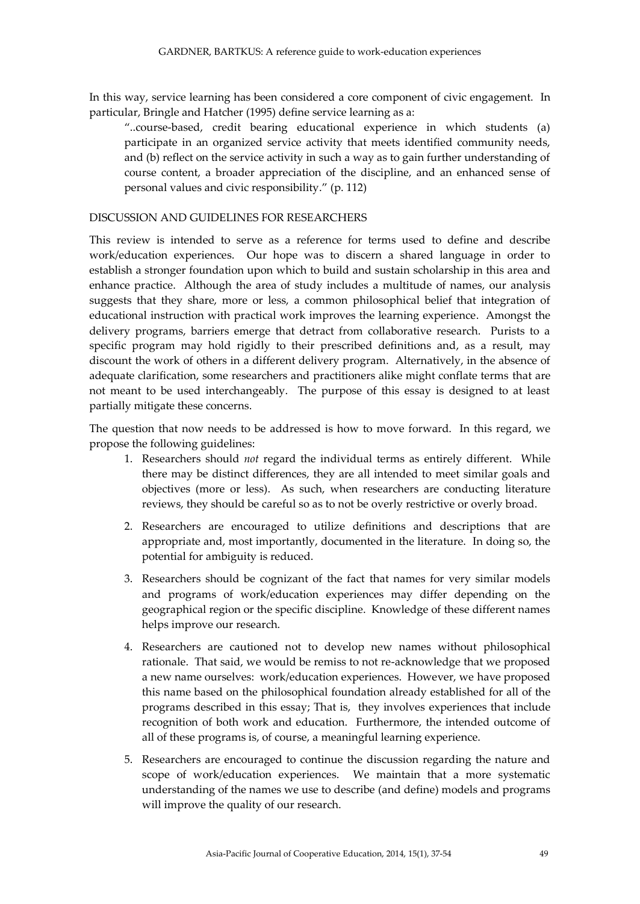In this way, service learning has been considered a core component of civic engagement. In particular, Bringle and Hatcher (1995) define service learning as a:

> "..course-based, credit bearing educational experience in which students (a) participate in an organized service activity that meets identified community needs, and (b) reflect on the service activity in such a way as to gain further understanding of course content, a broader appreciation of the discipline, and an enhanced sense of personal values and civic responsibility." (p. 112)

## DISCUSSION AND GUIDELINES FOR RESEARCHERS

This review is intended to serve as a reference for terms used to define and describe work/education experiences. Our hope was to discern a shared language in order to establish a stronger foundation upon which to build and sustain scholarship in this area and enhance practice. Although the area of study includes a multitude of names, our analysis suggests that they share, more or less, a common philosophical belief that integration of educational instruction with practical work improves the learning experience. Amongst the delivery programs, barriers emerge that detract from collaborative research. Purists to a specific program may hold rigidly to their prescribed definitions and, as a result, may discount the work of others in a different delivery program. Alternatively, in the absence of adequate clarification, some researchers and practitioners alike might conflate terms that are not meant to be used interchangeably. The purpose of this essay is designed to at least partially mitigate these concerns.

The question that now needs to be addressed is how to move forward. In this regard, we propose the following guidelines:

1. Researchers should *not* regard the individual terms as entirely different. While there may be distinct differences, they are all intended to meet similar goals and objectives (more or less). As such, when researchers are conducting literature reviews, they should be careful so as to not be overly restrictive or overly broad.

2. Researchers are encouraged to utilize definitions and descriptions that are appropriate and, most importantly, documented in the literature. In doing so, the potential for ambiguity is reduced.

3. Researchers should be cognizant of the fact that names for very similar models and programs of work/education experiences may differ depending on the geographical region or the specific discipline. Knowledge of these different names helps improve our research.

4. Researchers are cautioned not to develop new names without philosophical rationale. That said, we would be remiss to not re-acknowledge that we proposed a new name ourselves: work/education experiences. However, we have proposed this name based on the philosophical foundation already established for all of the programs described in this essay; That is, they involves experiences that include recognition of both work and education. Furthermore, the intended outcome of all of these programs is, of course, a meaningful learning experience.

5. Researchers are encouraged to continue the discussion regarding the nature and scope of work/education experiences. We maintain that a more systematic understanding of the names we use to describe (and define) models and programs will improve the quality of our research.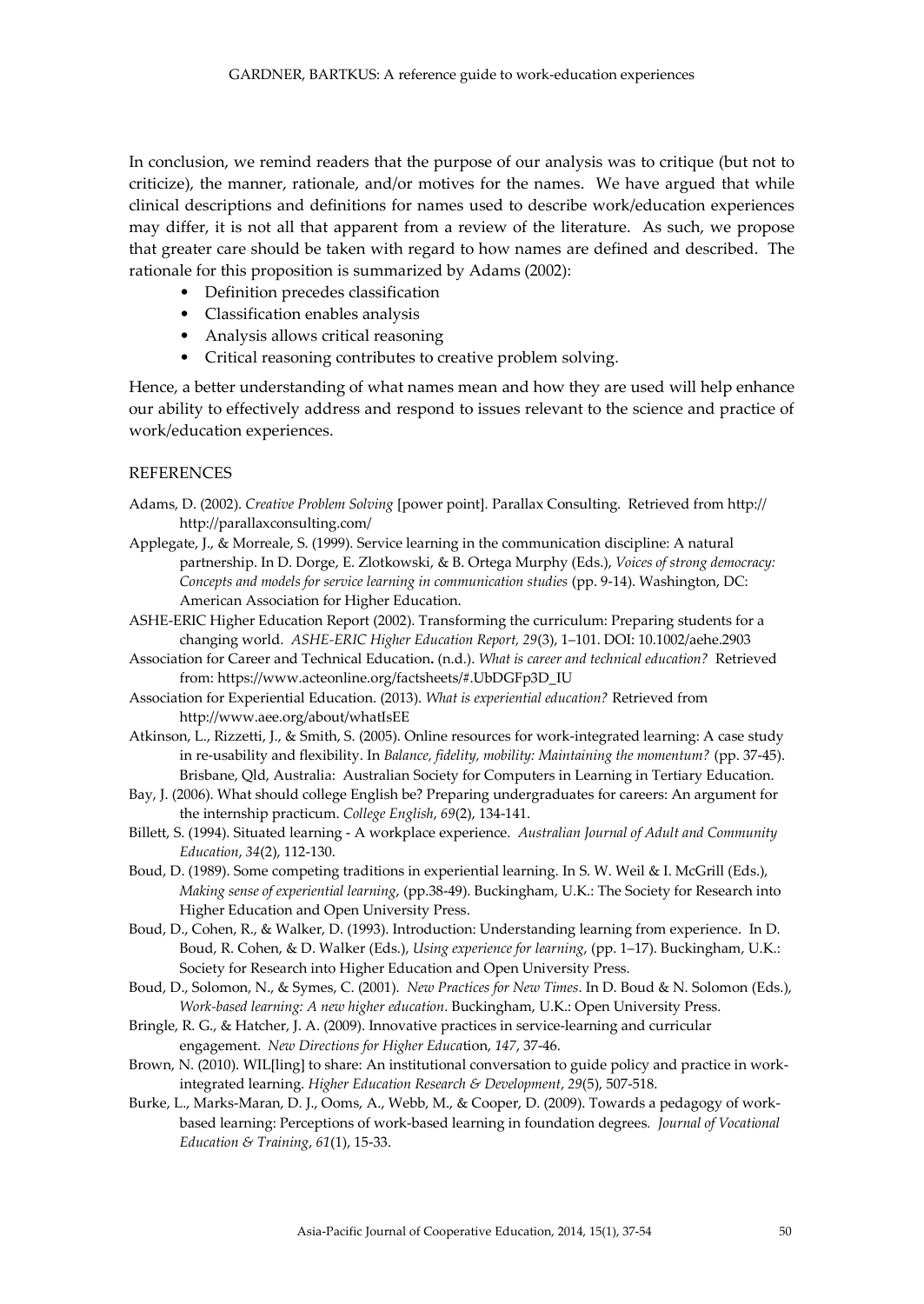In conclusion, we remind readers that the purpose of our analysis was to critique (but not to criticize), the manner, rationale, and/or motives for the names. We have argued that while clinical descriptions and definitions for names used to describe work/education experiences may differ, it is not all that apparent from a review of the literature. As such, we propose that greater care should be taken with regard to how names are defined and described. The rationale for this proposition is summarized by Adams (2002):

- Definition precedes classification
- Classification enables analysis
- Analysis allows critical reasoning
- Critical reasoning contributes to creative problem solving.

Hence, a better understanding of what names mean and how they are used will help enhance our ability to effectively address and respond to issues relevant to the science and practice of work/education experiences.

## REFERENCES

Adams, D. (2002). *Creative Problem Solving* [power point]. Parallax Consulting. Retrieved from http:// http://parallaxconsulting.com/

Applegate, J., & Morreale, S. (1999). Service learning in the communication discipline: A natural partnership. In D. Dorge, E. Zlotkowski, & B. Ortega Murphy (Eds.), *Voices of strong democracy: Concepts and models for service learning in communication studies* (pp. 9-14). Washington, DC: American Association for Higher Education.

ASHE-ERIC Higher Education Report (2002). Transforming the curriculum: Preparing students for a changing world. *ASHE-ERIC Higher Education Report, 29*(3), 1–101. DOI: 10.1002/aehe.2903

Association for Career and Technical Education**.** (n.d.). *What is career and technical education?* Retrieved from: https://www.acteonline.org/factsheets/#.UbDGFp3D_IU

Association for Experiential Education. (2013). *What is experiential education?* Retrieved from http://www.aee.org/about/whatIsEE

Atkinson, L., Rizzetti, J., & Smith, S. (2005). Online resources for work-integrated learning: A case study in re-usability and flexibility. In *Balance, fidelity, mobility: Maintaining the momentum?* (pp. 37-45). Brisbane, Qld, Australia: Australian Society for Computers in Learning in Tertiary Education.

Bay, J. (2006). What should college English be? Preparing undergraduates for careers: An argument for the internship practicum. *College English*, *69*(2), 134-141.

Billett, S. (1994). Situated learning - A workplace experience. *Australian Journal of Adult and Community Education*, *34*(2), 112-130.

Boud, D. (1989). Some competing traditions in experiential learning. In S. W. Weil & I. McGrill (Eds.), *Making sense of experiential learning*, (pp.38-49). Buckingham, U.K.: The Society for Research into Higher Education and Open University Press.

Boud, D., Cohen, R., & Walker, D. (1993). Introduction: Understanding learning from experience. In D. Boud, R. Cohen, & D. Walker (Eds.), *Using experience for learning*, (pp. 1–17). Buckingham, U.K.: Society for Research into Higher Education and Open University Press.

Boud, D., Solomon, N., & Symes, C. (2001). *New Practices for New Times*. In D. Boud & N. Solomon (Eds.), *Work-based learning: A new higher education*. Buckingham, U.K.: Open University Press.

Bringle, R. G., & Hatcher, J. A. (2009). Innovative practices in service-learning and curricular engagement. *New Directions for Higher Education*, *147*, 37-46.

Brown, N. (2010). WIL[ling] to share: An institutional conversation to guide policy and practice in work-integrated learning. *Higher Education Research & Development*, *29*(5), 507-518.

Burke, L., Marks-Maran, D. J., Ooms, A., Webb, M., & Cooper, D. (2009). Towards a pedagogy of work-based learning: Perceptions of work-based learning in foundation degrees. *Journal of Vocational Education & Training*, *61*(1), 15-33.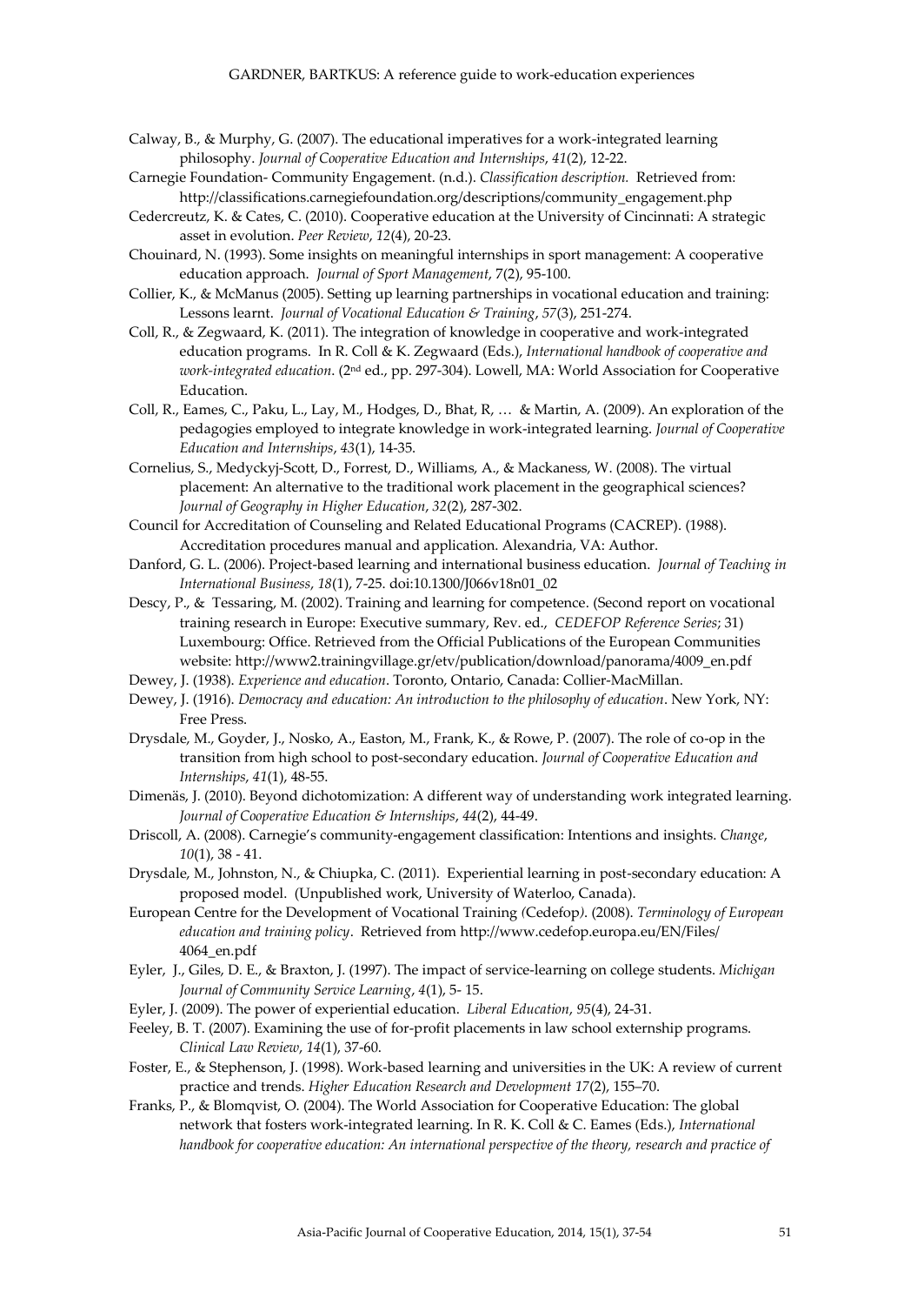Calway, B., & Murphy, G. (2007). The educational imperatives for a work-integrated learning philosophy. *Journal of Cooperative Education and Internships*, *41*(2), 12-22.

Carnegie Foundation- Community Engagement. (n.d.). *Classification description.* Retrieved from: http://classifications.carnegiefoundation.org/descriptions/community_engagement.php

Cedercreutz, K. & Cates, C. (2010). Cooperative education at the University of Cincinnati: A strategic asset in evolution. *Peer Review*, *12*(4), 20-23.

Chouinard, N. (1993). Some insights on meaningful internships in sport management: A cooperative education approach. *Journal of Sport Management*, 7(2), 95-100.

Collier, K., & McManus (2005). Setting up learning partnerships in vocational education and training: Lessons learnt. *Journal of Vocational Education & Training*, *57*(3), 251-274.

Coll, R., & Zegwaard, K. (2011). The integration of knowledge in cooperative and work-integrated education programs. In R. Coll & K. Zegwaard (Eds.), *International handbook of cooperative and work-integrated education*. (2nd ed., pp. 297-304). Lowell, MA: World Association for Cooperative Education.

Coll, R., Eames, C., Paku, L., Lay, M., Hodges, D., Bhat, R, … & Martin, A. (2009). An exploration of the pedagogies employed to integrate knowledge in work-integrated learning. *Journal of Cooperative Education and Internships*, *43*(1), 14-35.

Cornelius, S., Medyckyj-Scott, D., Forrest, D., Williams, A., & Mackaness, W. (2008). The virtual placement: An alternative to the traditional work placement in the geographical sciences? *Journal of Geography in Higher Education*, *32*(2), 287-302.

Council for Accreditation of Counseling and Related Educational Programs (CACREP). (1988). Accreditation procedures manual and application. Alexandria, VA: Author.

Danford, G. L. (2006). Project-based learning and international business education. *Journal of Teaching in International Business*, *18*(1), 7-25. doi:10.1300/J066v18n01_02

Descy, P., & Tessaring, M. (2002). Training and learning for competence. (Second report on vocational training research in Europe: Executive summary, Rev. ed., *CEDEFOP Reference Series*; 31) Luxembourg: Office. Retrieved from the Official Publications of the European Communities website: http://www2.trainingvillage.gr/etv/publication/download/panorama/4009_en.pdf

Dewey, J. (1938). *Experience and education*. Toronto, Ontario, Canada: Collier-MacMillan.

Dewey, J. (1916). *Democracy and education: An introduction to the philosophy of education*. New York, NY: Free Press.

Drysdale, M., Goyder, J., Nosko, A., Easton, M., Frank, K., & Rowe, P. (2007). The role of co-op in the transition from high school to post-secondary education. *Journal of Cooperative Education and Internships*, *41*(1), 48-55.

Dimenäs, J. (2010). Beyond dichotomization: A different way of understanding work integrated learning. *Journal of Cooperative Education & Internships*, *44*(2), 44-49.

Driscoll, A. (2008). Carnegie's community-engagement classification: Intentions and insights. *Change*, *10*(1), 38 - 41.

Drysdale, M., Johnston, N., & Chiupka, C. (2011). Experiential learning in post-secondary education: A proposed model. (Unpublished work, University of Waterloo, Canada).

European Centre for the Development of Vocational Training *(*Cedefop*)*. (2008). *Terminology of European education and training policy*. Retrieved from http://www.cedefop.europa.eu/EN/Files/4064_en.pdf

Eyler, J., Giles, D. E., & Braxton, J. (1997). The impact of service-learning on college students. *Michigan Journal of Community Service Learning*, *4*(1), 5- 15.

Eyler, J. (2009). The power of experiential education. *Liberal Education*, *95*(4), 24-31.

Feeley, B. T. (2007). Examining the use of for-profit placements in law school externship programs. *Clinical Law Review*, *14*(1), 37-60.

Foster, E., & Stephenson, J. (1998). Work-based learning and universities in the UK: A review of current practice and trends. *Higher Education Research and Development 17*(2), 155–70.

Franks, P., & Blomqvist, O. (2004). The World Association for Cooperative Education: The global network that fosters work-integrated learning. In R. K. Coll & C. Eames (Eds.), *International handbook for cooperative education: An international perspective of the theory, research and practice of*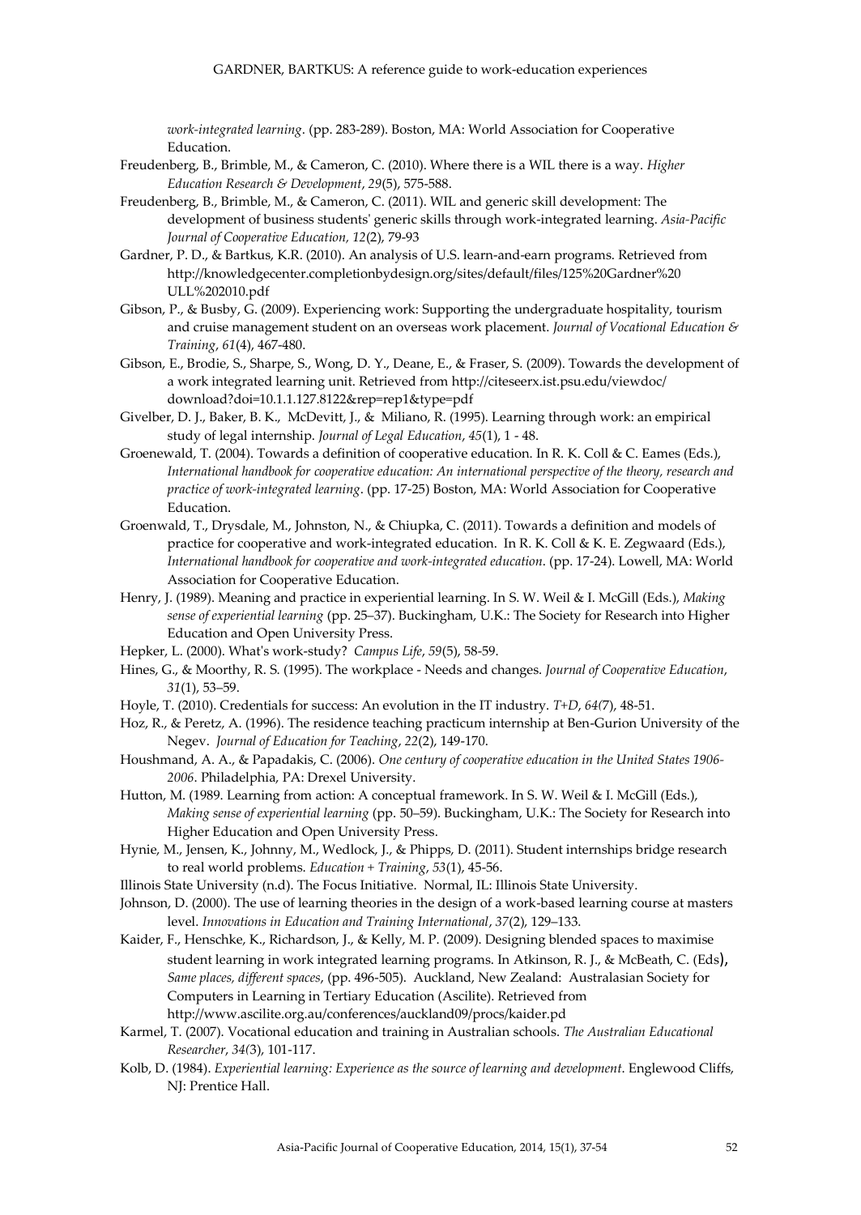*work-integrated learning*. (pp. 283-289). Boston, MA: World Association for Cooperative Education.

Freudenberg, B., Brimble, M., & Cameron, C. (2010). Where there is a WIL there is a way. *Higher Education Research & Development*, *29*(5), 575-588.

Freudenberg, B., Brimble, M., & Cameron, C. (2011). WIL and generic skill development: The development of business students' generic skills through work-integrated learning. *Asia-Pacific Journal of Cooperative Education, 12*(2), 79-93

Gardner, P. D., & Bartkus, K.R. (2010). An analysis of U.S. learn-and-earn programs. Retrieved from http://knowledgecenter.completionbydesign.org/sites/default/files/125%20Gardner%20ULL%202010.pdf

Gibson, P., & Busby, G. (2009). Experiencing work: Supporting the undergraduate hospitality, tourism and cruise management student on an overseas work placement. *Journal of Vocational Education & Training*, *61*(4), 467-480.

Gibson, E., Brodie, S., Sharpe, S., Wong, D. Y., Deane, E., & Fraser, S. (2009). Towards the development of a work integrated learning unit. Retrieved from http://citeseerx.ist.psu.edu/viewdoc/download?doi=10.1.1.127.8122&rep=rep1&type=pdf

Givelber, D. J., Baker, B. K., McDevitt, J., & Miliano, R. (1995). Learning through work: an empirical study of legal internship. *Journal of Legal Education*, *45*(1), 1 - 48.

Groenewald, T. (2004). Towards a definition of cooperative education. In R. K. Coll & C. Eames (Eds.), *International handbook for cooperative education: An international perspective of the theory, research and practice of work-integrated learning*. (pp. 17-25) Boston, MA: World Association for Cooperative Education.

Groenwald, T., Drysdale, M., Johnston, N., & Chiupka, C. (2011). Towards a definition and models of practice for cooperative and work-integrated education. In R. K. Coll & K. E. Zegwaard (Eds.), *International handbook for cooperative and work-integrated education*. (pp. 17-24). Lowell, MA: World Association for Cooperative Education.

Henry, J. (1989). Meaning and practice in experiential learning. In S. W. Weil & I. McGill (Eds.), *Making sense of experiential learning* (pp. 25–37). Buckingham, U.K.: The Society for Research into Higher Education and Open University Press.

Hepker, L. (2000). What's work-study? *Campus Life*, *59*(5), 58-59.

Hines, G., & Moorthy, R. S. (1995). The workplace - Needs and changes. *Journal of Cooperative Education*, *31*(1), 53–59.

Hoyle, T. (2010). Credentials for success: An evolution in the IT industry. *T+D*, *64*(7), 48-51.

Hoz, R., & Peretz, A. (1996). The residence teaching practicum internship at Ben-Gurion University of the Negev. *Journal of Education for Teaching*, *22*(2), 149-170.

Houshmand, A. A., & Papadakis, C. (2006). *One century of cooperative education in the United States 1906-2006*. Philadelphia, PA: Drexel University.

Hutton, M. (1989. Learning from action: A conceptual framework. In S. W. Weil & I. McGill (Eds.), *Making sense of experiential learning* (pp. 50–59). Buckingham, U.K.: The Society for Research into Higher Education and Open University Press.

Hynie, M., Jensen, K., Johnny, M., Wedlock, J., & Phipps, D. (2011). Student internships bridge research to real world problems. *Education + Training*, *53*(1), 45-56.

Illinois State University (n.d). The Focus Initiative. Normal, IL: Illinois State University.

Johnson, D. (2000). The use of learning theories in the design of a work-based learning course at masters level. *Innovations in Education and Training International*, *37*(2), 129–133.

Kaider, F., Henschke, K., Richardson, J., & Kelly, M. P. (2009). Designing blended spaces to maximise student learning in work integrated learning programs. In Atkinson, R. J., & McBeath, C. (Eds), *Same places, different spaces*, (pp. 496-505). Auckland, New Zealand: Australasian Society for Computers in Learning in Tertiary Education (Ascilite). Retrieved from http://www.ascilite.org.au/conferences/auckland09/procs/kaider.pd

Karmel, T. (2007). Vocational education and training in Australian schools. *The Australian Educational Researcher*, *34(*3), 101-117.

Kolb, D. (1984). *Experiential learning: Experience as the source of learning and development*. Englewood Cliffs, NJ: Prentice Hall.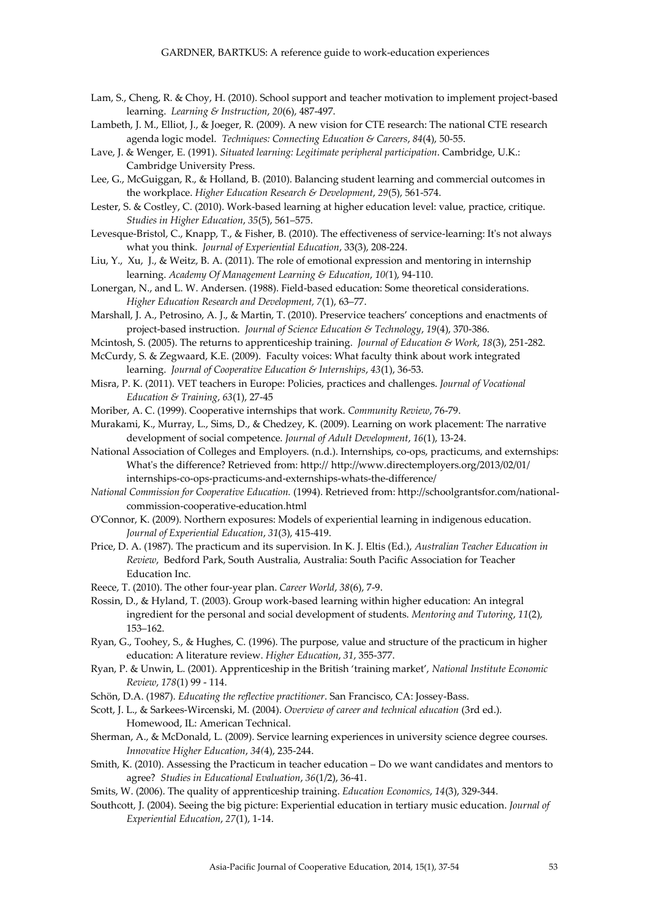Lam, S., Cheng, R. & Choy, H. (2010). School support and teacher motivation to implement project-based learning. *Learning & Instruction*, *20*(6), 487-497.

Lambeth, J. M., Elliot, J., & Joeger, R. (2009). A new vision for CTE research: The national CTE research agenda logic model. *Techniques: Connecting Education & Careers*, *84*(4), 50-55.

Lave, J. & Wenger, E. (1991). *Situated learning: Legitimate peripheral participation*. Cambridge, U.K.: Cambridge University Press.

Lee, G., McGuiggan, R., & Holland, B. (2010). Balancing student learning and commercial outcomes in the workplace. *Higher Education Research & Development*, *29*(5), 561-574.

Lester, S. & Costley, C. (2010). Work-based learning at higher education level: value, practice, critique. *Studies in Higher Education*, *35*(5), 561–575.

Levesque-Bristol, C., Knapp, T., & Fisher, B. (2010). The effectiveness of service-learning: It's not always what you think. *Journal of Experiential Education*, 33(3), 208-224.

Liu, Y., Xu, J., & Weitz, B. A. (2011). The role of emotional expression and mentoring in internship learning. *Academy Of Management Learning & Education*, *10(*1), 94-110.

Lonergan, N., and L. W. Andersen. (1988). Field-based education: Some theoretical considerations. *Higher Education Research and Development, 7*(1), 63–77.

Marshall, J. A., Petrosino, A. J., & Martin, T. (2010). Preservice teachers' conceptions and enactments of project-based instruction. *Journal of Science Education & Technology*, *19*(4), 370-386.

Mcintosh, S. (2005). The returns to apprenticeship training. *Journal of Education & Work*, *18*(3), 251-282.

McCurdy, S. & Zegwaard, K.E. (2009). Faculty voices: What faculty think about work integrated learning. *Journal of Cooperative Education & Internships*, *43*(1), 36-53.

Misra, P. K. (2011). VET teachers in Europe: Policies, practices and challenges. *Journal of Vocational Education & Training*, *63*(1), 27-45

Moriber, A. C. (1999). Cooperative internships that work. *Community Review*, 76-79.

Murakami, K., Murray, L., Sims, D., & Chedzey, K. (2009). Learning on work placement: The narrative development of social competence. *Journal of Adult Development*, *16*(1), 13-24.

National Association of Colleges and Employers. (n.d.). Internships, co-ops, practicums, and externships: What's the difference? Retrieved from: http:// http://www.directemployers.org/2013/02/01/internships-co-ops-practicums-and-externships-whats-the-difference/

*National Commission for Cooperative Education.* (1994). Retrieved from: http://schoolgrantsfor.com/national-commission-cooperative-education.html

O'Connor, K. (2009). Northern exposures: Models of experiential learning in indigenous education. *Journal of Experiential Education*, *31*(3), 415-419.

Price, D. A. (1987). The practicum and its supervision. In K. J. Eltis (Ed.), *Australian Teacher Education in Review*, Bedford Park, South Australia, Australia: South Pacific Association for Teacher Education Inc.

Reece, T. (2010). The other four-year plan. *Career World*, *38*(6), 7-9.

Rossin, D., & Hyland, T. (2003). Group work-based learning within higher education: An integral ingredient for the personal and social development of students. *Mentoring and Tutoring*, *11*(2), 153–162.

Ryan, G., Toohey, S., & Hughes, C. (1996). The purpose, value and structure of the practicum in higher education: A literature review. *Higher Education, 31*, 355-377.

Ryan, P. & Unwin, L. (2001). Apprenticeship in the British 'training market', *National Institute Economic Review*, *178*(1) 99 - 114.

Schön, D.A. (1987). *Educating the reflective practitioner*. San Francisco, CA: Jossey-Bass.

Scott, J. L., & Sarkees-Wircenski, M. (2004). *Overview of career and technical education* (3rd ed.). Homewood, IL: American Technical.

Sherman, A., & McDonald, L. (2009). Service learning experiences in university science degree courses. *Innovative Higher Education*, *34(*4), 235-244.

Smith, K. (2010). Assessing the Practicum in teacher education – Do we want candidates and mentors to agree? *Studies in Educational Evaluation*, *36*(1/2), 36-41.

Smits, W. (2006). The quality of apprenticeship training. *Education Economics*, *14*(3), 329-344.

Southcott, J. (2004). Seeing the big picture: Experiential education in tertiary music education. *Journal of Experiential Education*, *27*(1), 1-14.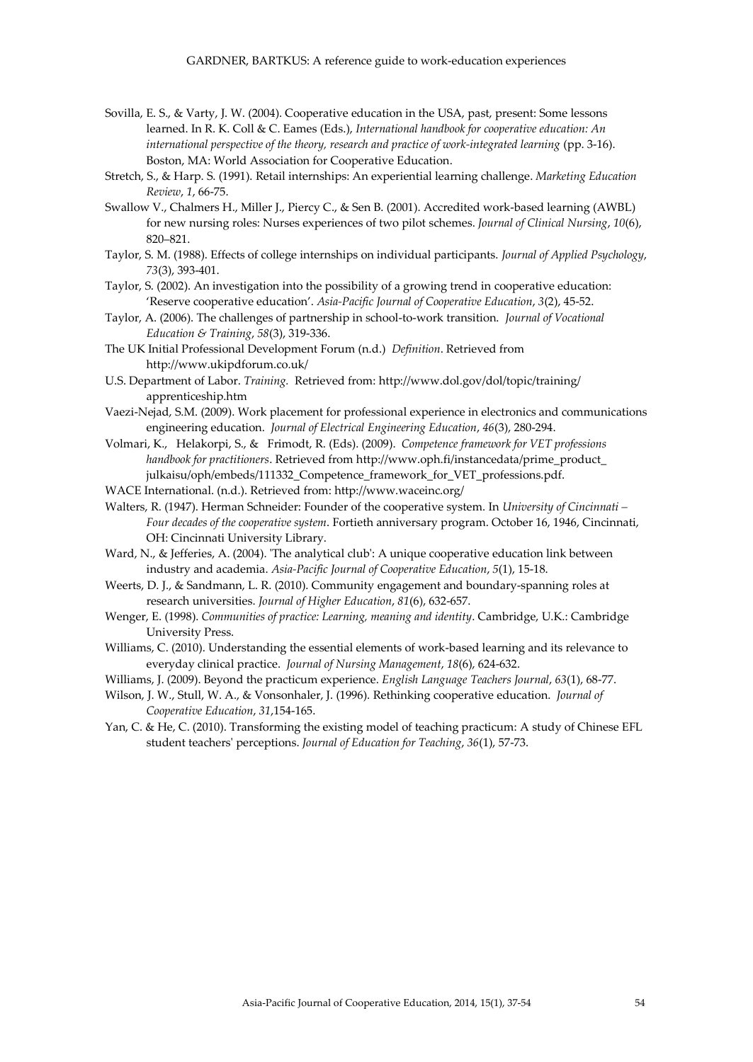Sovilla, E. S., & Varty, J. W. (2004). Cooperative education in the USA, past, present: Some lessons learned. In R. K. Coll & C. Eames (Eds.), *International handbook for cooperative education: An international perspective of the theory, research and practice of work-integrated learning* (pp. 3-16). Boston, MA: World Association for Cooperative Education.

Stretch, S., & Harp. S. (1991). Retail internships: An experiential learning challenge. *Marketing Education Review*, *1*, 66-75.

Swallow V., Chalmers H., Miller J., Piercy C., & Sen B. (2001). Accredited work-based learning (AWBL) for new nursing roles: Nurses experiences of two pilot schemes. *Journal of Clinical Nursing*, *10*(6), 820–821.

Taylor, S. M. (1988). Effects of college internships on individual participants. *Journal of Applied Psychology*, *73*(3), 393-401.

Taylor, S. (2002). An investigation into the possibility of a growing trend in cooperative education: 'Reserve cooperative education'. *Asia-Pacific Journal of Cooperative Education*, *3*(2), 45-52.

Taylor, A. (2006). The challenges of partnership in school-to-work transition. *Journal of Vocational Education & Training*, *58*(3), 319-336.

The UK Initial Professional Development Forum (n.d.) *Definition*. Retrieved from http://www.ukipdforum.co.uk/

U.S. Department of Labor. *Training.* Retrieved from: http://www.dol.gov/dol/topic/training/apprenticeship.htm

Vaezi-Nejad, S.M. (2009). Work placement for professional experience in electronics and communications engineering education. *Journal of Electrical Engineering Education*, *46*(3), 280-294.

Volmari, K., Helakorpi, S., & Frimodt, R. (Eds). (2009). *Competence framework for VET professions handbook for practitioners*. Retrieved from http://www.oph.fi/instancedata/prime_product_julkaisu/oph/embeds/111332_Competence_framework_for_VET_professions.pdf.

WACE International. (n.d.). Retrieved from: http://www.waceinc.org/

Walters, R. (1947). Herman Schneider: Founder of the cooperative system. In *University of Cincinnati – Four decades of the cooperative system*. Fortieth anniversary program. October 16, 1946, Cincinnati, OH: Cincinnati University Library.

Ward, N., & Jefferies, A. (2004). 'The analytical club': A unique cooperative education link between industry and academia. *Asia-Pacific Journal of Cooperative Education*, *5*(1), 15-18.

Weerts, D. J., & Sandmann, L. R. (2010). Community engagement and boundary-spanning roles at research universities. *Journal of Higher Education*, *81*(6), 632-657.

Wenger, E. (1998). *Communities of practice: Learning, meaning and identity*. Cambridge, U.K.: Cambridge University Press.

Williams, C. (2010). Understanding the essential elements of work-based learning and its relevance to everyday clinical practice. *Journal of Nursing Management*, *18*(6), 624-632.

Williams, J. (2009). Beyond the practicum experience. *English Language Teachers Journal*, *63*(1), 68-77.

Wilson, J. W., Stull, W. A., & Vonsonhaler, J. (1996). Rethinking cooperative education. *Journal of Cooperative Education*, *31*,154-165.

Yan, C. & He, C. (2010). Transforming the existing model of teaching practicum: A study of Chinese EFL student teachers' perceptions. *Journal of Education for Teaching*, *36*(1), 57-73.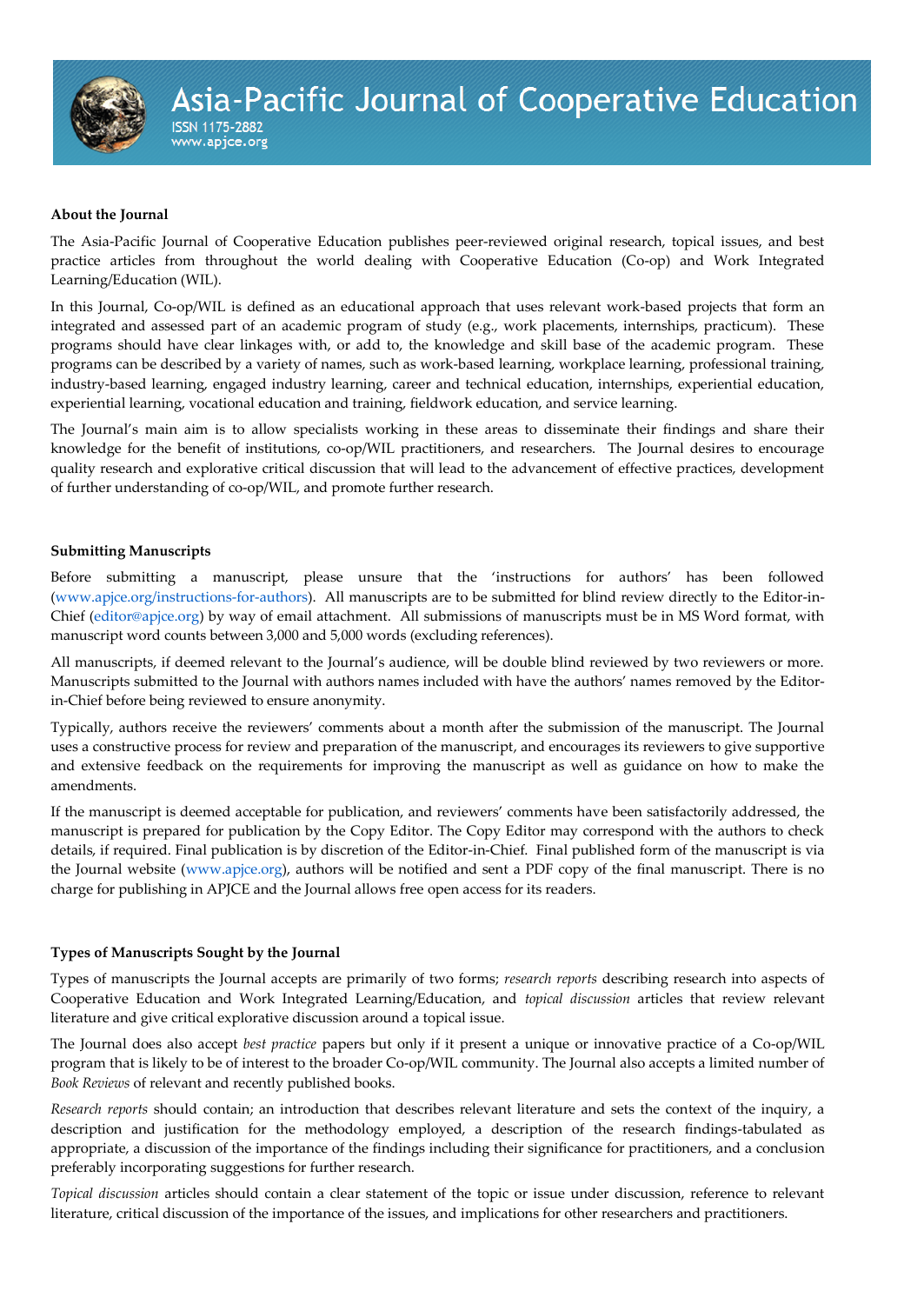# Asia-Pacific Journal of Cooperative Education

ISSN 1175-2882
www.apjce.org

### About the Journal

The Asia-Pacific Journal of Cooperative Education publishes peer-reviewed original research, topical issues, and best practice articles from throughout the world dealing with Cooperative Education (Co-op) and Work Integrated Learning/Education (WIL).

In this Journal, Co-op/WIL is defined as an educational approach that uses relevant work-based projects that form an integrated and assessed part of an academic program of study (e.g., work placements, internships, practicum). These programs should have clear linkages with, or add to, the knowledge and skill base of the academic program. These programs can be described by a variety of names, such as work-based learning, workplace learning, professional training, industry-based learning, engaged industry learning, career and technical education, internships, experiential education, experiential learning, vocational education and training, fieldwork education, and service learning.

The Journal's main aim is to allow specialists working in these areas to disseminate their findings and share their knowledge for the benefit of institutions, co-op/WIL practitioners, and researchers. The Journal desires to encourage quality research and explorative critical discussion that will lead to the advancement of effective practices, development of further understanding of co-op/WIL, and promote further research.

### Submitting Manuscripts

Before submitting a manuscript, please unsure that the 'instructions for authors' has been followed (www.apjce.org/instructions-for-authors). All manuscripts are to be submitted for blind review directly to the Editor-in-Chief (editor@apjce.org) by way of email attachment. All submissions of manuscripts must be in MS Word format, with manuscript word counts between 3,000 and 5,000 words (excluding references).

All manuscripts, if deemed relevant to the Journal's audience, will be double blind reviewed by two reviewers or more. Manuscripts submitted to the Journal with authors names included with have the authors' names removed by the Editor-in-Chief before being reviewed to ensure anonymity.

Typically, authors receive the reviewers' comments about a month after the submission of the manuscript. The Journal uses a constructive process for review and preparation of the manuscript, and encourages its reviewers to give supportive and extensive feedback on the requirements for improving the manuscript as well as guidance on how to make the amendments.

If the manuscript is deemed acceptable for publication, and reviewers' comments have been satisfactorily addressed, the manuscript is prepared for publication by the Copy Editor. The Copy Editor may correspond with the authors to check details, if required. Final publication is by discretion of the Editor-in-Chief. Final published form of the manuscript is via the Journal website (www.apjce.org), authors will be notified and sent a PDF copy of the final manuscript. There is no charge for publishing in APJCE and the Journal allows free open access for its readers.

### Types of Manuscripts Sought by the Journal

Types of manuscripts the Journal accepts are primarily of two forms; *research reports* describing research into aspects of Cooperative Education and Work Integrated Learning/Education, and *topical discussion* articles that review relevant literature and give critical explorative discussion around a topical issue.

The Journal does also accept *best practice* papers but only if it present a unique or innovative practice of a Co-op/WIL program that is likely to be of interest to the broader Co-op/WIL community. The Journal also accepts a limited number of *Book Reviews* of relevant and recently published books.

*Research reports* should contain; an introduction that describes relevant literature and sets the context of the inquiry, a description and justification for the methodology employed, a description of the research findings-tabulated as appropriate, a discussion of the importance of the findings including their significance for practitioners, and a conclusion preferably incorporating suggestions for further research.

*Topical discussion* articles should contain a clear statement of the topic or issue under discussion, reference to relevant literature, critical discussion of the importance of the issues, and implications for other researchers and practitioners.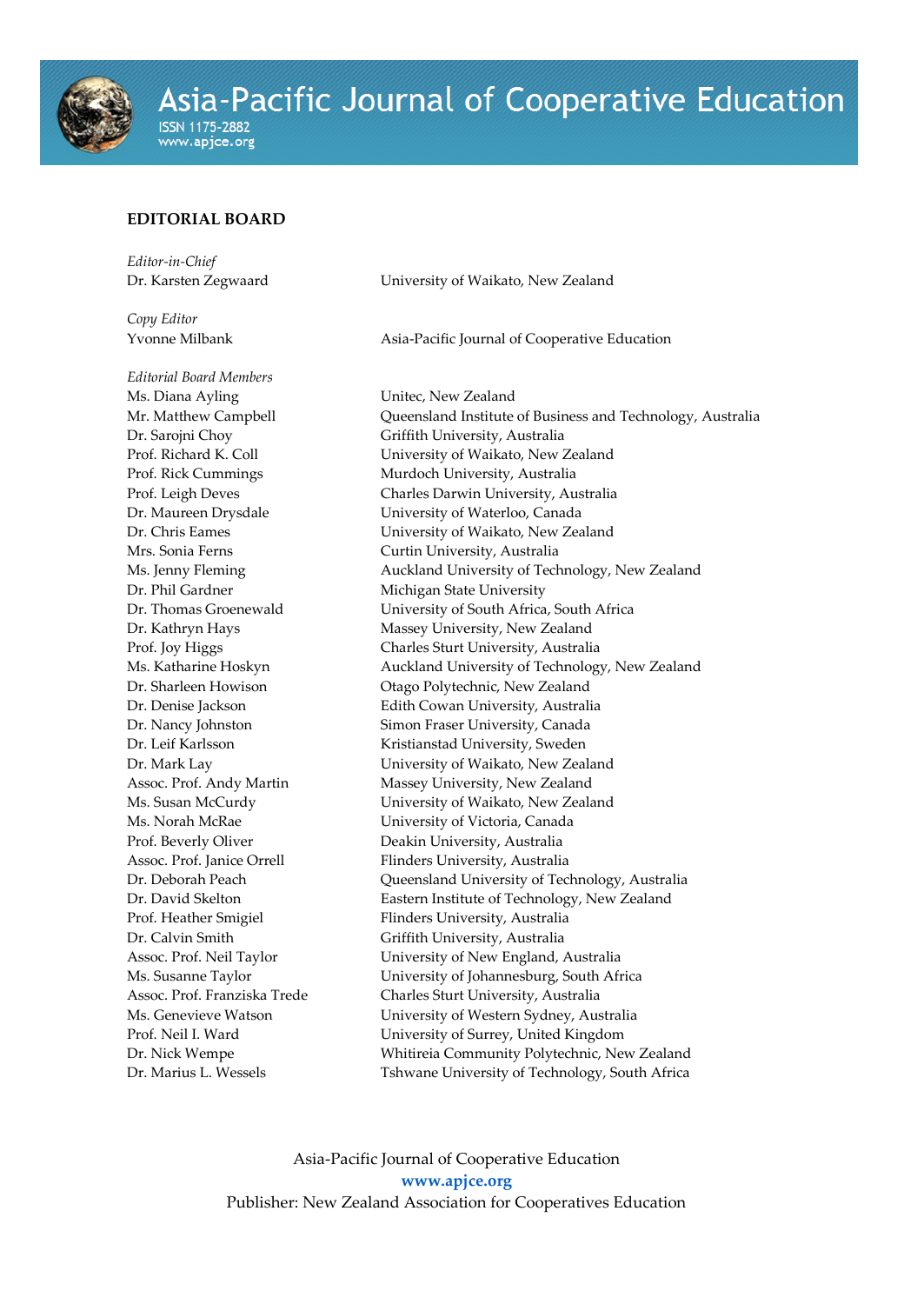# Asia-Pacific Journal of Cooperative Education

ISSN 1175-2882
www.apjce.org

## EDITORIAL BOARD

*Editor-in-Chief*

| | |
|---|---|
| Dr. Karsten Zegwaard | University of Waikato, New Zealand |

*Copy Editor*

| | |
|---|---|
| Yvonne Milbank | Asia-Pacific Journal of Cooperative Education |

*Editorial Board Members*

| | |
|---|---|
| Ms. Diana Ayling | Unitec, New Zealand |
| Mr. Matthew Campbell | Queensland Institute of Business and Technology, Australia |
| Dr. Sarojni Choy | Griffith University, Australia |
| Prof. Richard K. Coll | University of Waikato, New Zealand |
| Prof. Rick Cummings | Murdoch University, Australia |
| Prof. Leigh Deves | Charles Darwin University, Australia |
| Dr. Maureen Drysdale | University of Waterloo, Canada |
| Dr. Chris Eames | University of Waikato, New Zealand |
| Mrs. Sonia Ferns | Curtin University, Australia |
| Ms. Jenny Fleming | Auckland University of Technology, New Zealand |
| Dr. Phil Gardner | Michigan State University |
| Dr. Thomas Groenewald | University of South Africa, South Africa |
| Dr. Kathryn Hays | Massey University, New Zealand |
| Prof. Joy Higgs | Charles Sturt University, Australia |
| Ms. Katharine Hoskyn | Auckland University of Technology, New Zealand |
| Dr. Sharleen Howison | Otago Polytechnic, New Zealand |
| Dr. Denise Jackson | Edith Cowan University, Australia |
| Dr. Nancy Johnston | Simon Fraser University, Canada |
| Dr. Leif Karlsson | Kristianstad University, Sweden |
| Dr. Mark Lay | University of Waikato, New Zealand |
| Assoc. Prof. Andy Martin | Massey University, New Zealand |
| Ms. Susan McCurdy | University of Waikato, New Zealand |
| Ms. Norah McRae | University of Victoria, Canada |
| Prof. Beverly Oliver | Deakin University, Australia |
| Assoc. Prof. Janice Orrell | Flinders University, Australia |
| Dr. Deborah Peach | Queensland University of Technology, Australia |
| Dr. David Skelton | Eastern Institute of Technology, New Zealand |
| Prof. Heather Smigiel | Flinders University, Australia |
| Dr. Calvin Smith | Griffith University, Australia |
| Assoc. Prof. Neil Taylor | University of New England, Australia |
| Ms. Susanne Taylor | University of Johannesburg, South Africa |
| Assoc. Prof. Franziska Trede | Charles Sturt University, Australia |
| Ms. Genevieve Watson | University of Western Sydney, Australia |
| Prof. Neil I. Ward | University of Surrey, United Kingdom |
| Dr. Nick Wempe | Whitireia Community Polytechnic, New Zealand |
| Dr. Marius L. Wessels | Tshwane University of Technology, South Africa |

Asia-Pacific Journal of Cooperative Education
**www.apjce.org**
Publisher: New Zealand Association for Cooperatives Education